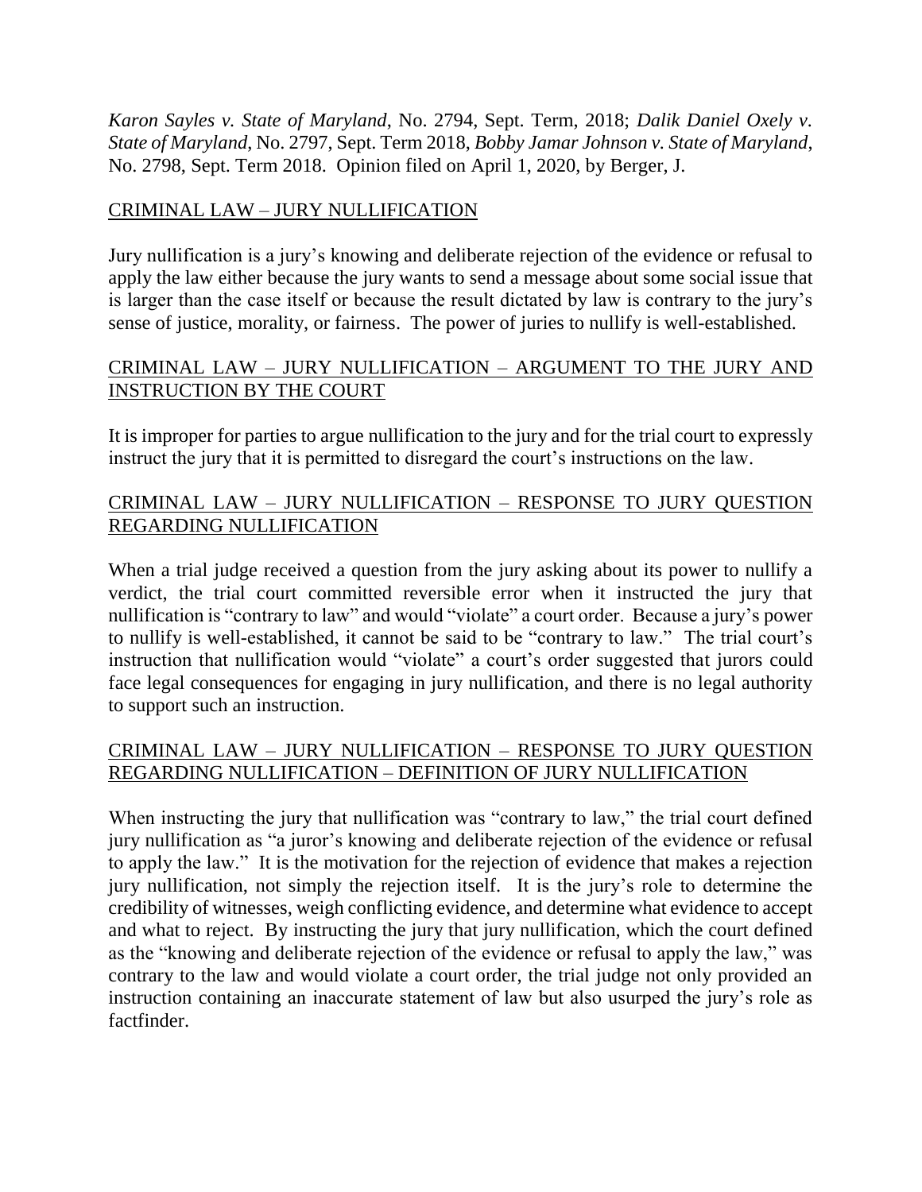*Karon Sayles v. State of Maryland*, No. 2794, Sept. Term, 2018; *Dalik Daniel Oxely v. State of Maryland*, No. 2797, Sept. Term 2018, *Bobby Jamar Johnson v. State of Maryland*, No. 2798, Sept. Term 2018. Opinion filed on April 1, 2020, by Berger, J.

<u>CRIMINAL LAW – JURY NULLIFICATION</u>

Jury nullification is a jury's knowing and deliberate rejection of the evidence or refusal to apply the law either because the jury wants to send a message about some social issue that is larger than the case itself or because the result dictated by law is contrary to the jury's sense of justice, morality, or fairness. The power of juries to nullify is well-established.

<u>CRIMINAL LAW – JURY NULLIFICATION – ARGUMENT TO THE JURY AND INSTRUCTION BY THE COURT</u>

It is improper for parties to argue nullification to the jury and for the trial court to expressly instruct the jury that it is permitted to disregard the court's instructions on the law.

<u>CRIMINAL LAW – JURY NULLIFICATION – RESPONSE TO JURY QUESTION REGARDING NULLIFICATION</u>

When a trial judge received a question from the jury asking about its power to nullify a verdict, the trial court committed reversible error when it instructed the jury that nullification is "contrary to law" and would "violate" a court order. Because a jury's power to nullify is well-established, it cannot be said to be "contrary to law." The trial court's instruction that nullification would "violate" a court's order suggested that jurors could face legal consequences for engaging in jury nullification, and there is no legal authority to support such an instruction.

<u>CRIMINAL LAW – JURY NULLIFICATION – RESPONSE TO JURY QUESTION REGARDING NULLIFICATION – DEFINITION OF JURY NULLIFICATION</u>

When instructing the jury that nullification was "contrary to law," the trial court defined jury nullification as "a juror's knowing and deliberate rejection of the evidence or refusal to apply the law." It is the motivation for the rejection of evidence that makes a rejection jury nullification, not simply the rejection itself. It is the jury's role to determine the credibility of witnesses, weigh conflicting evidence, and determine what evidence to accept and what to reject. By instructing the jury that jury nullification, which the court defined as the "knowing and deliberate rejection of the evidence or refusal to apply the law," was contrary to the law and would violate a court order, the trial judge not only provided an instruction containing an inaccurate statement of law but also usurped the jury's role as factfinder.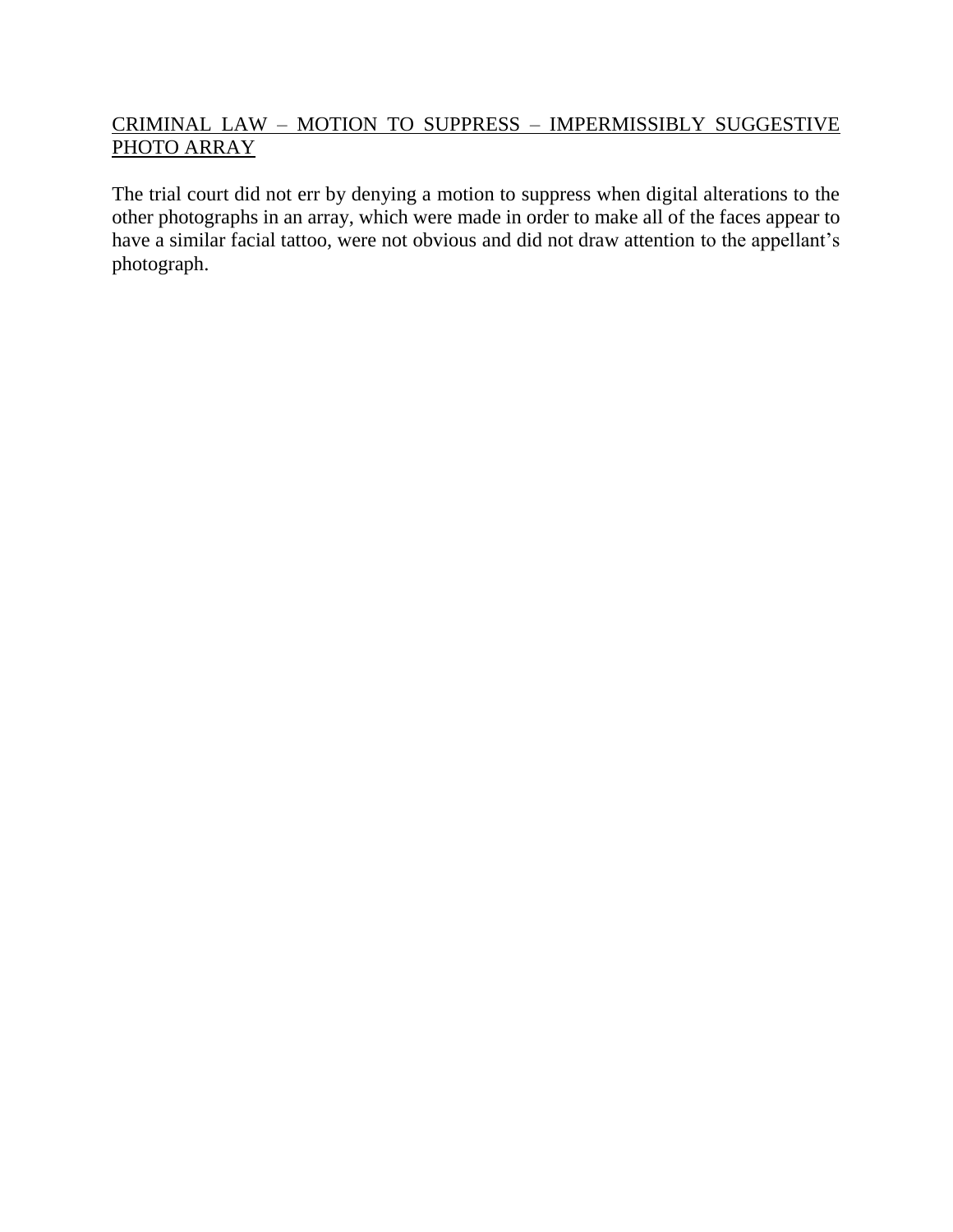<u>CRIMINAL LAW – MOTION TO SUPPRESS – IMPERMISSIBLY SUGGESTIVE PHOTO ARRAY</u>

The trial court did not err by denying a motion to suppress when digital alterations to the other photographs in an array, which were made in order to make all of the faces appear to have a similar facial tattoo, were not obvious and did not draw attention to the appellant's photograph.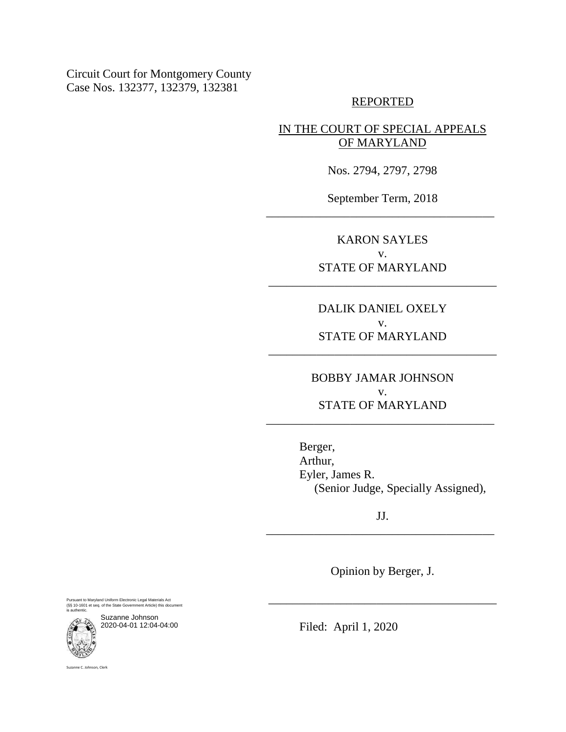Circuit Court for Montgomery County
Case Nos. 132377, 132379, 132381

REPORTED

IN THE COURT OF SPECIAL APPEALS OF MARYLAND

Nos. 2794, 2797, 2798

September Term, 2018

---

KARON SAYLES
v.
STATE OF MARYLAND

---

DALIK DANIEL OXELY
v.
STATE OF MARYLAND

---

BOBBY JAMAR JOHNSON
v.
STATE OF MARYLAND

---

Berger,
Arthur,
Eyler, James R.
(Senior Judge, Specially Assigned),

JJ.

---

Opinion by Berger, J.

---

Filed: April 1, 2020

Pursuant to Maryland Uniform Electronic Legal Materials Act (§§ 10-1601 et seq. of the State Government Article) this document is authentic.

Suzanne Johnson
2020-04-01 12:04-04:00

Suzanne C. Johnson, Clerk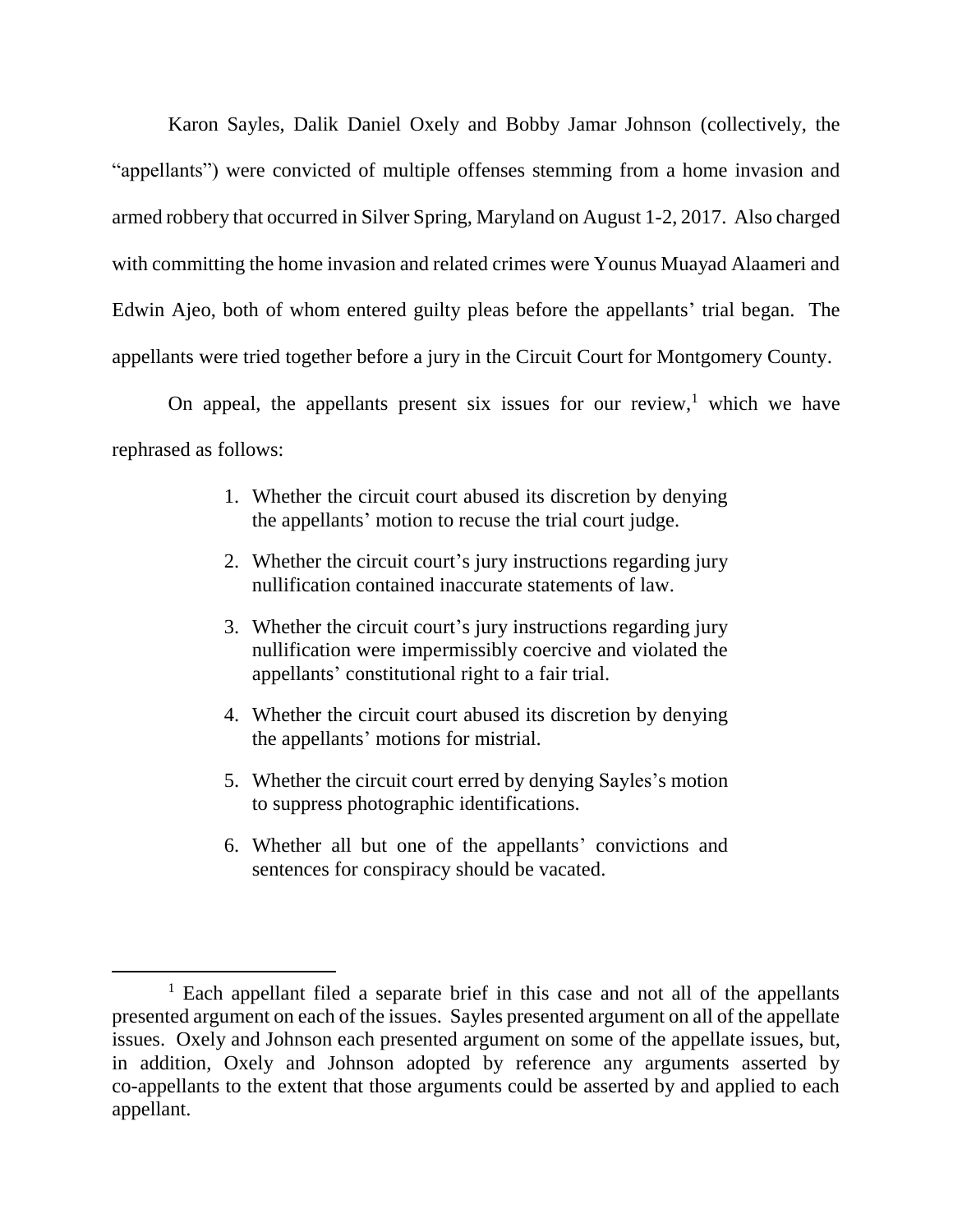Karon Sayles, Dalik Daniel Oxely and Bobby Jamar Johnson (collectively, the "appellants") were convicted of multiple offenses stemming from a home invasion and armed robbery that occurred in Silver Spring, Maryland on August 1-2, 2017. Also charged with committing the home invasion and related crimes were Younus Muayad Alaameri and Edwin Ajeo, both of whom entered guilty pleas before the appellants' trial began. The appellants were tried together before a jury in the Circuit Court for Montgomery County.

On appeal, the appellants present six issues for our review,[1] which we have rephrased as follows:

1. Whether the circuit court abused its discretion by denying the appellants' motion to recuse the trial court judge.
2. Whether the circuit court's jury instructions regarding jury nullification contained inaccurate statements of law.
3. Whether the circuit court's jury instructions regarding jury nullification were impermissibly coercive and violated the appellants' constitutional right to a fair trial.
4. Whether the circuit court abused its discretion by denying the appellants' motions for mistrial.
5. Whether the circuit court erred by denying Sayles's motion to suppress photographic identifications.
6. Whether all but one of the appellants' convictions and sentences for conspiracy should be vacated.

[1] Each appellant filed a separate brief in this case and not all of the appellants presented argument on each of the issues. Sayles presented argument on all of the appellate issues. Oxely and Johnson each presented argument on some of the appellate issues, but, in addition, Oxely and Johnson adopted by reference any arguments asserted by co-appellants to the extent that those arguments could be asserted by and applied to each appellant.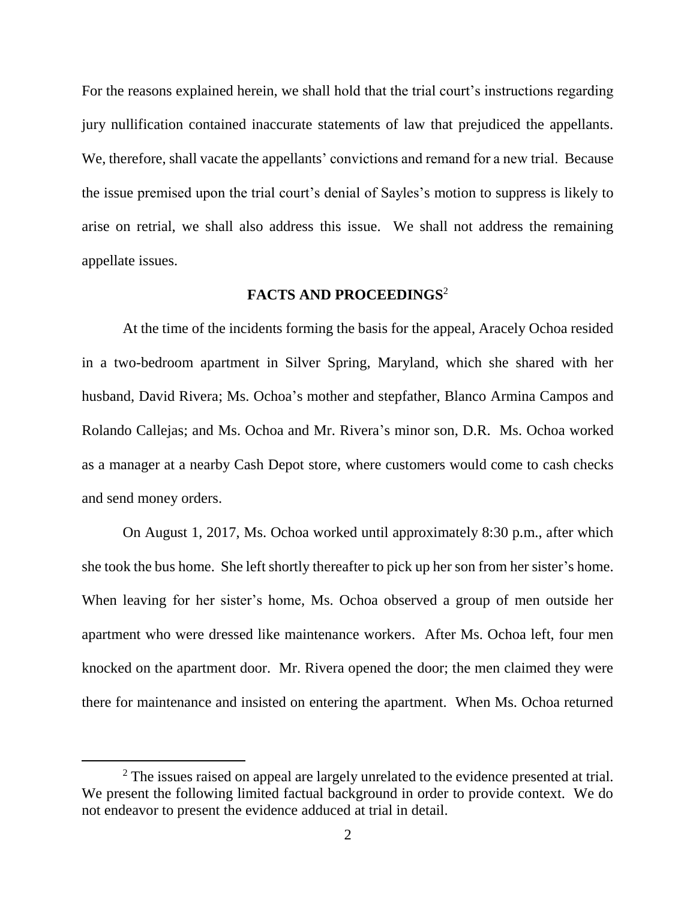For the reasons explained herein, we shall hold that the trial court's instructions regarding jury nullification contained inaccurate statements of law that prejudiced the appellants. We, therefore, shall vacate the appellants' convictions and remand for a new trial. Because the issue premised upon the trial court's denial of Sayles's motion to suppress is likely to arise on retrial, we shall also address this issue. We shall not address the remaining appellate issues.

## FACTS AND PROCEEDINGS[2]

At the time of the incidents forming the basis for the appeal, Aracely Ochoa resided in a two-bedroom apartment in Silver Spring, Maryland, which she shared with her husband, David Rivera; Ms. Ochoa's mother and stepfather, Blanco Armina Campos and Rolando Callejas; and Ms. Ochoa and Mr. Rivera's minor son, D.R. Ms. Ochoa worked as a manager at a nearby Cash Depot store, where customers would come to cash checks and send money orders.

On August 1, 2017, Ms. Ochoa worked until approximately 8:30 p.m., after which she took the bus home. She left shortly thereafter to pick up her son from her sister's home. When leaving for her sister's home, Ms. Ochoa observed a group of men outside her apartment who were dressed like maintenance workers. After Ms. Ochoa left, four men knocked on the apartment door. Mr. Rivera opened the door; the men claimed they were there for maintenance and insisted on entering the apartment. When Ms. Ochoa returned

[2] The issues raised on appeal are largely unrelated to the evidence presented at trial. We present the following limited factual background in order to provide context. We do not endeavor to present the evidence adduced at trial in detail.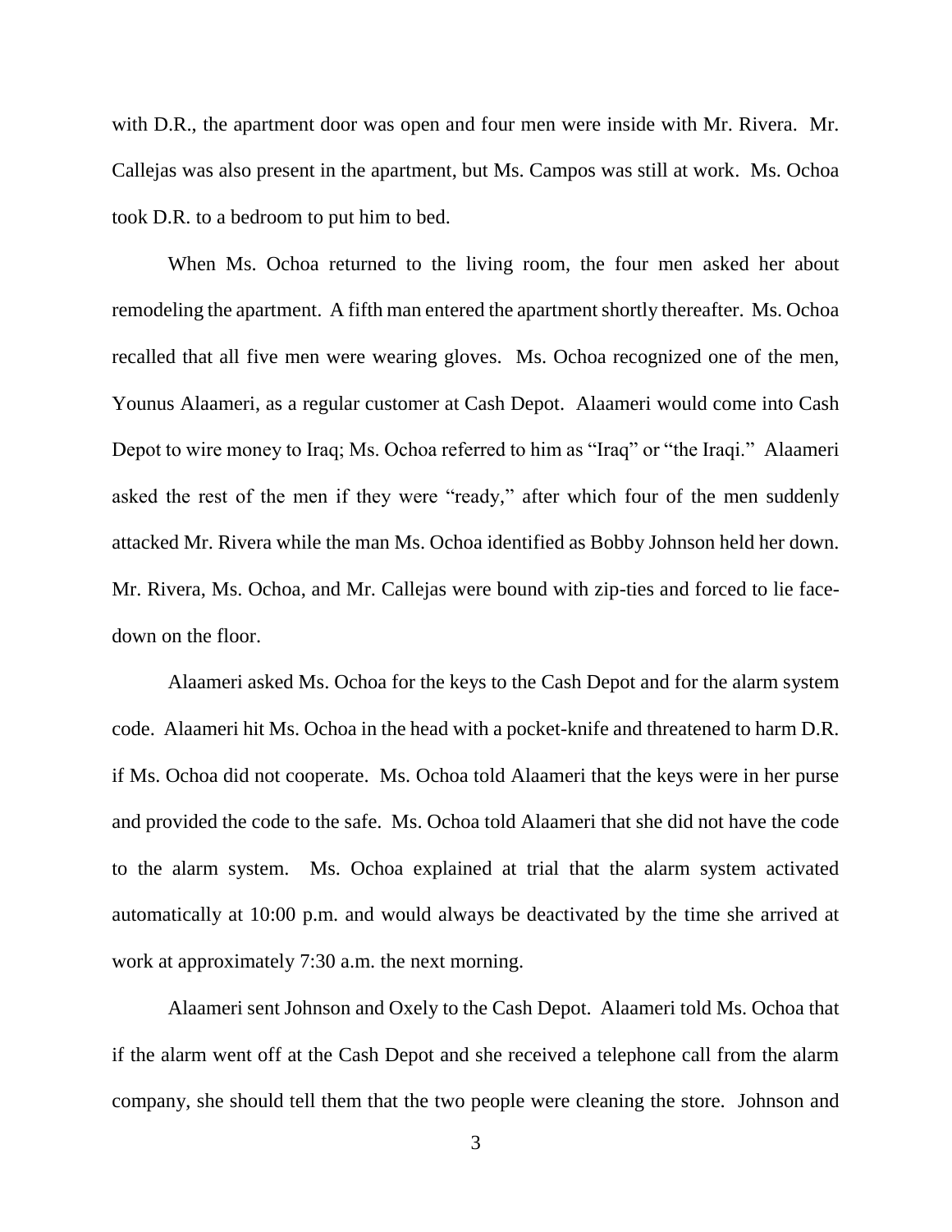with D.R., the apartment door was open and four men were inside with Mr. Rivera. Mr. Callejas was also present in the apartment, but Ms. Campos was still at work. Ms. Ochoa took D.R. to a bedroom to put him to bed.

When Ms. Ochoa returned to the living room, the four men asked her about remodeling the apartment. A fifth man entered the apartment shortly thereafter. Ms. Ochoa recalled that all five men were wearing gloves. Ms. Ochoa recognized one of the men, Younus Alaameri, as a regular customer at Cash Depot. Alaameri would come into Cash Depot to wire money to Iraq; Ms. Ochoa referred to him as "Iraq" or "the Iraqi." Alaameri asked the rest of the men if they were "ready," after which four of the men suddenly attacked Mr. Rivera while the man Ms. Ochoa identified as Bobby Johnson held her down. Mr. Rivera, Ms. Ochoa, and Mr. Callejas were bound with zip-ties and forced to lie face-down on the floor.

Alaameri asked Ms. Ochoa for the keys to the Cash Depot and for the alarm system code. Alaameri hit Ms. Ochoa in the head with a pocket-knife and threatened to harm D.R. if Ms. Ochoa did not cooperate. Ms. Ochoa told Alaameri that the keys were in her purse and provided the code to the safe. Ms. Ochoa told Alaameri that she did not have the code to the alarm system. Ms. Ochoa explained at trial that the alarm system activated automatically at 10:00 p.m. and would always be deactivated by the time she arrived at work at approximately 7:30 a.m. the next morning.

Alaameri sent Johnson and Oxely to the Cash Depot. Alaameri told Ms. Ochoa that if the alarm went off at the Cash Depot and she received a telephone call from the alarm company, she should tell them that the two people were cleaning the store. Johnson and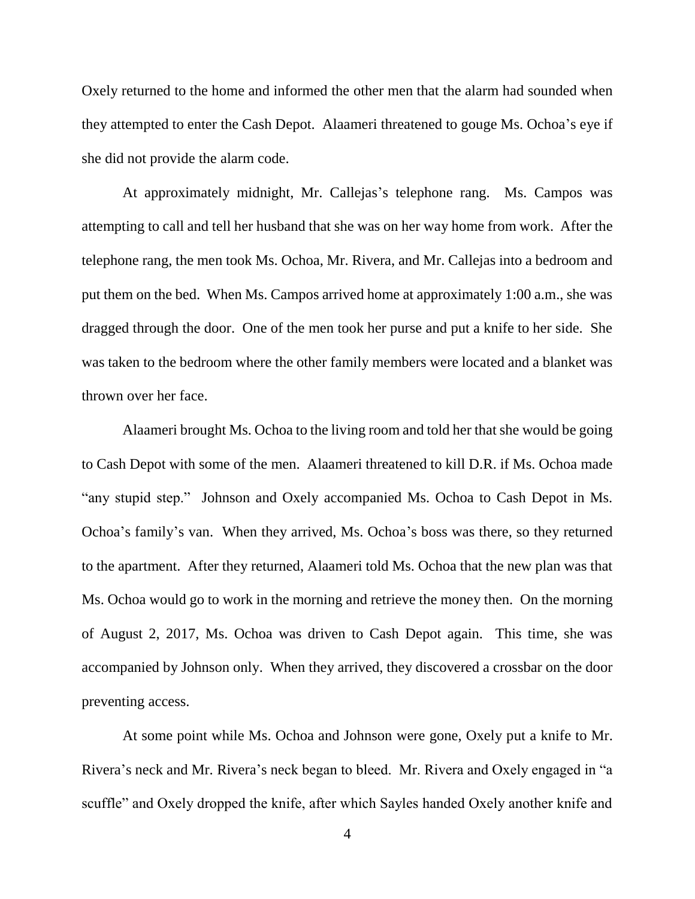Oxely returned to the home and informed the other men that the alarm had sounded when they attempted to enter the Cash Depot. Alaameri threatened to gouge Ms. Ochoa's eye if she did not provide the alarm code.

At approximately midnight, Mr. Callejas's telephone rang. Ms. Campos was attempting to call and tell her husband that she was on her way home from work. After the telephone rang, the men took Ms. Ochoa, Mr. Rivera, and Mr. Callejas into a bedroom and put them on the bed. When Ms. Campos arrived home at approximately 1:00 a.m., she was dragged through the door. One of the men took her purse and put a knife to her side. She was taken to the bedroom where the other family members were located and a blanket was thrown over her face.

Alaameri brought Ms. Ochoa to the living room and told her that she would be going to Cash Depot with some of the men. Alaameri threatened to kill D.R. if Ms. Ochoa made "any stupid step." Johnson and Oxely accompanied Ms. Ochoa to Cash Depot in Ms. Ochoa's family's van. When they arrived, Ms. Ochoa's boss was there, so they returned to the apartment. After they returned, Alaameri told Ms. Ochoa that the new plan was that Ms. Ochoa would go to work in the morning and retrieve the money then. On the morning of August 2, 2017, Ms. Ochoa was driven to Cash Depot again. This time, she was accompanied by Johnson only. When they arrived, they discovered a crossbar on the door preventing access.

At some point while Ms. Ochoa and Johnson were gone, Oxely put a knife to Mr. Rivera's neck and Mr. Rivera's neck began to bleed. Mr. Rivera and Oxely engaged in "a scuffle" and Oxely dropped the knife, after which Sayles handed Oxely another knife and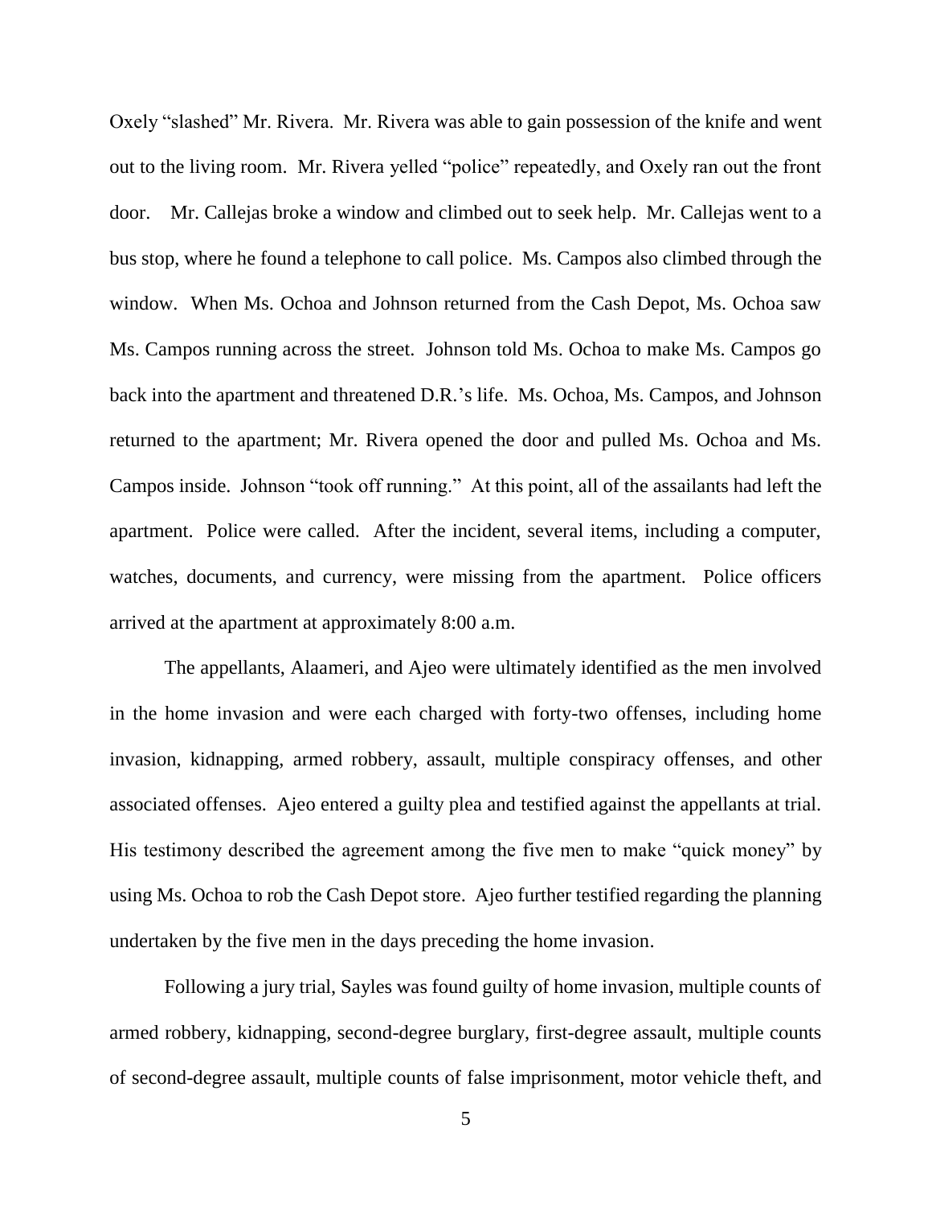Oxely "slashed" Mr. Rivera. Mr. Rivera was able to gain possession of the knife and went out to the living room. Mr. Rivera yelled "police" repeatedly, and Oxely ran out the front door. Mr. Callejas broke a window and climbed out to seek help. Mr. Callejas went to a bus stop, where he found a telephone to call police. Ms. Campos also climbed through the window. When Ms. Ochoa and Johnson returned from the Cash Depot, Ms. Ochoa saw Ms. Campos running across the street. Johnson told Ms. Ochoa to make Ms. Campos go back into the apartment and threatened D.R.'s life. Ms. Ochoa, Ms. Campos, and Johnson returned to the apartment; Mr. Rivera opened the door and pulled Ms. Ochoa and Ms. Campos inside. Johnson "took off running." At this point, all of the assailants had left the apartment. Police were called. After the incident, several items, including a computer, watches, documents, and currency, were missing from the apartment. Police officers arrived at the apartment at approximately 8:00 a.m.

The appellants, Alaameri, and Ajeo were ultimately identified as the men involved in the home invasion and were each charged with forty-two offenses, including home invasion, kidnapping, armed robbery, assault, multiple conspiracy offenses, and other associated offenses. Ajeo entered a guilty plea and testified against the appellants at trial. His testimony described the agreement among the five men to make "quick money" by using Ms. Ochoa to rob the Cash Depot store. Ajeo further testified regarding the planning undertaken by the five men in the days preceding the home invasion.

Following a jury trial, Sayles was found guilty of home invasion, multiple counts of armed robbery, kidnapping, second-degree burglary, first-degree assault, multiple counts of second-degree assault, multiple counts of false imprisonment, motor vehicle theft, and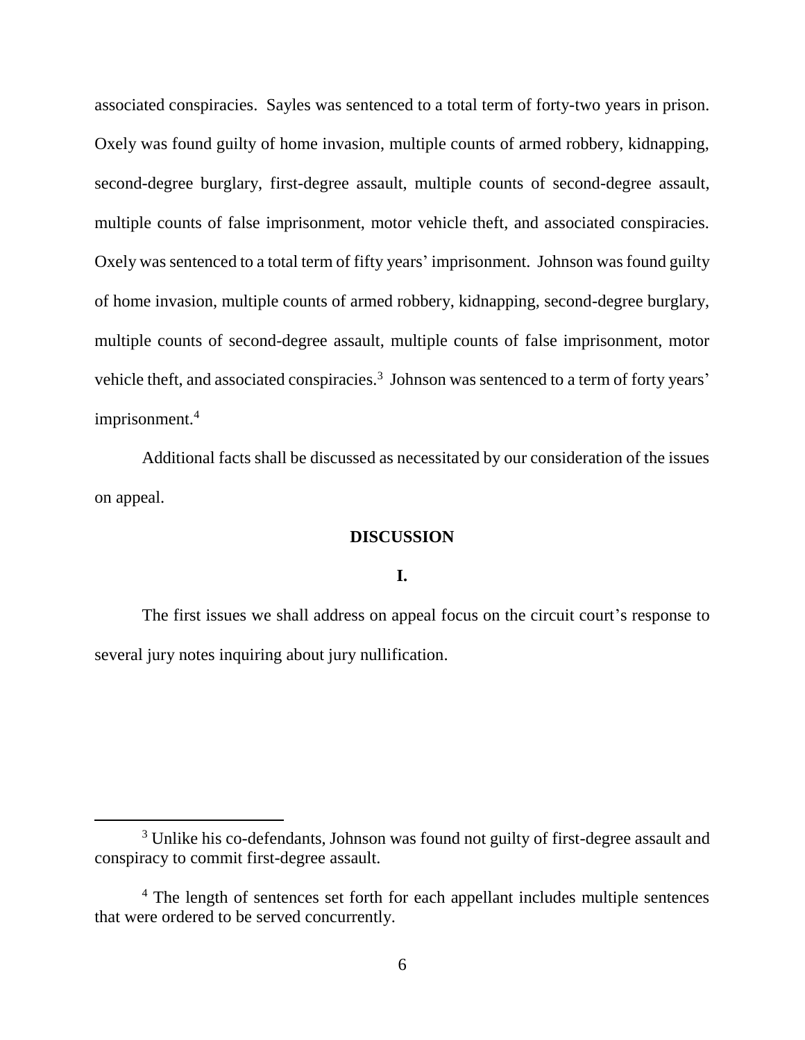associated conspiracies. Sayles was sentenced to a total term of forty-two years in prison. Oxely was found guilty of home invasion, multiple counts of armed robbery, kidnapping, second-degree burglary, first-degree assault, multiple counts of second-degree assault, multiple counts of false imprisonment, motor vehicle theft, and associated conspiracies. Oxely was sentenced to a total term of fifty years' imprisonment. Johnson was found guilty of home invasion, multiple counts of armed robbery, kidnapping, second-degree burglary, multiple counts of second-degree assault, multiple counts of false imprisonment, motor vehicle theft, and associated conspiracies.[3] Johnson was sentenced to a term of forty years' imprisonment.[4]

Additional facts shall be discussed as necessitated by our consideration of the issues on appeal.

## DISCUSSION

### I.

The first issues we shall address on appeal focus on the circuit court's response to several jury notes inquiring about jury nullification.

[3] Unlike his co-defendants, Johnson was found not guilty of first-degree assault and conspiracy to commit first-degree assault.

[4] The length of sentences set forth for each appellant includes multiple sentences that were ordered to be served concurrently.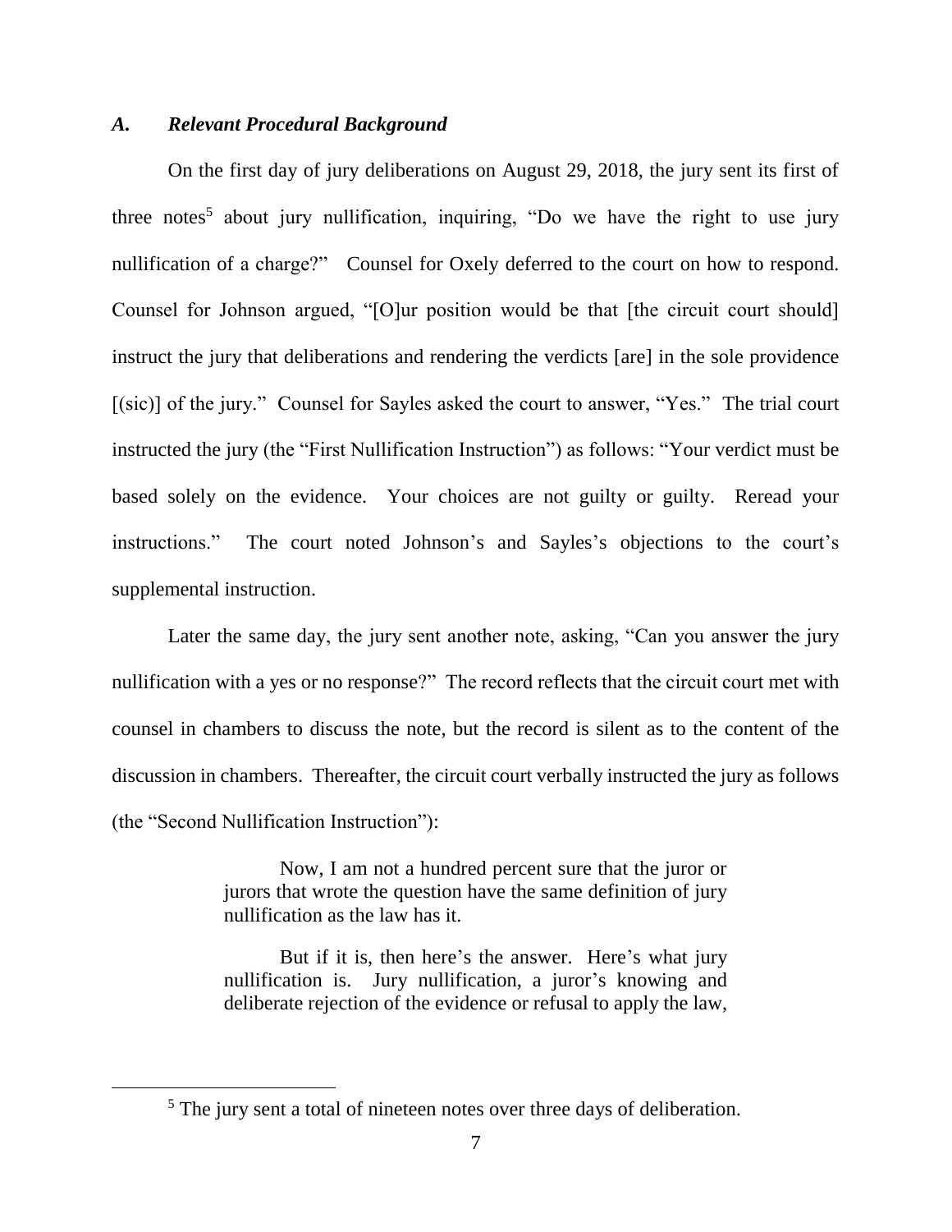### *A. Relevant Procedural Background*

On the first day of jury deliberations on August 29, 2018, the jury sent its first of three notes[5] about jury nullification, inquiring, "Do we have the right to use jury nullification of a charge?" Counsel for Oxely deferred to the court on how to respond. Counsel for Johnson argued, "[O]ur position would be that [the circuit court should] instruct the jury that deliberations and rendering the verdicts [are] in the sole providence [(sic)] of the jury." Counsel for Sayles asked the court to answer, "Yes." The trial court instructed the jury (the "First Nullification Instruction") as follows: "Your verdict must be based solely on the evidence. Your choices are not guilty or guilty. Reread your instructions." The court noted Johnson's and Sayles's objections to the court's supplemental instruction.

Later the same day, the jury sent another note, asking, "Can you answer the jury nullification with a yes or no response?" The record reflects that the circuit court met with counsel in chambers to discuss the note, but the record is silent as to the content of the discussion in chambers. Thereafter, the circuit court verbally instructed the jury as follows (the "Second Nullification Instruction"):

> Now, I am not a hundred percent sure that the juror or jurors that wrote the question have the same definition of jury nullification as the law has it.
>
> But if it is, then here's the answer. Here's what jury nullification is. Jury nullification, a juror's knowing and deliberate rejection of the evidence or refusal to apply the law,

---

[5] The jury sent a total of nineteen notes over three days of deliberation.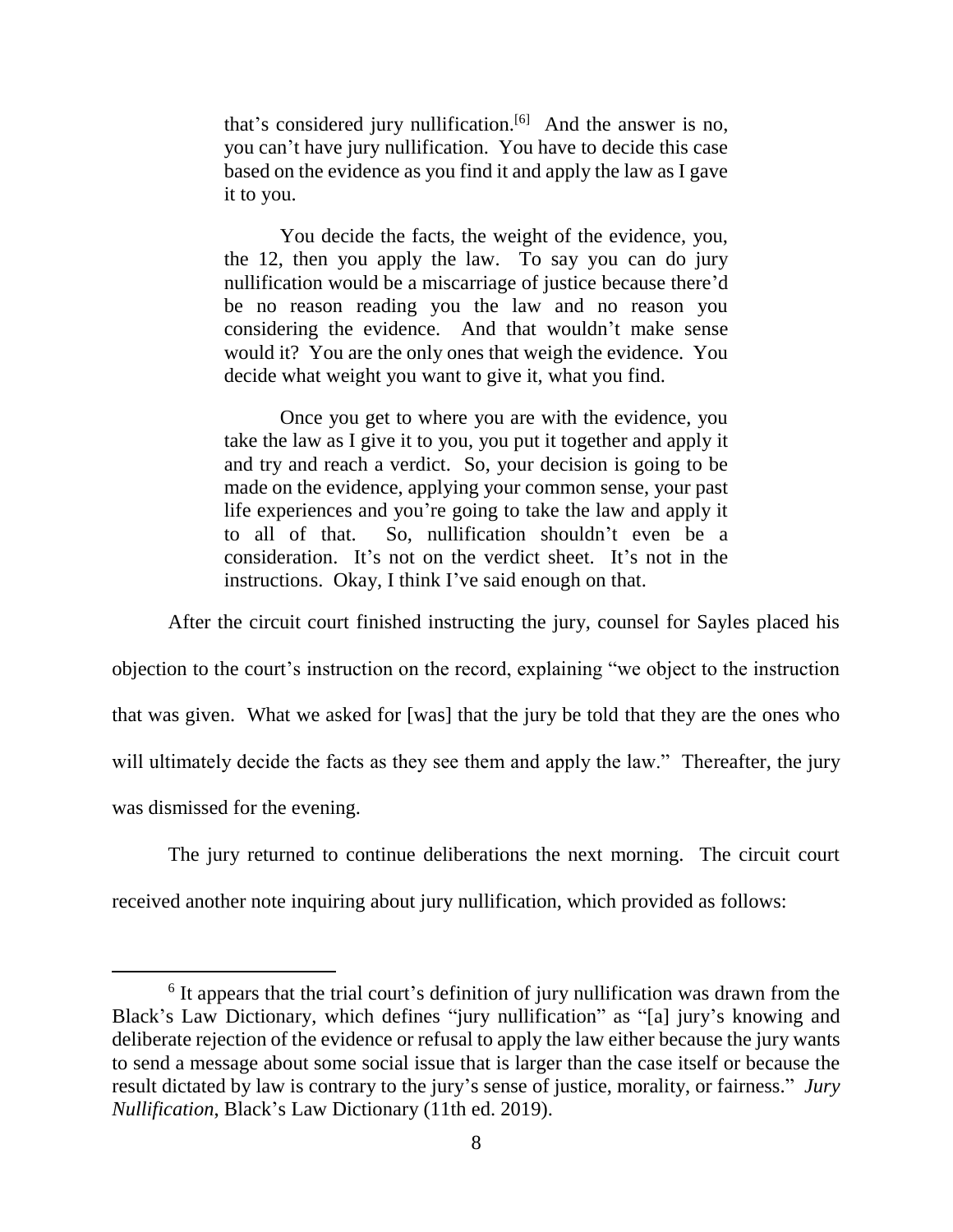> that's considered jury nullification.[6] And the answer is no, you can't have jury nullification. You have to decide this case based on the evidence as you find it and apply the law as I gave it to you.
>
> You decide the facts, the weight of the evidence, you, the 12, then you apply the law. To say you can do jury nullification would be a miscarriage of justice because there'd be no reason reading you the law and no reason you considering the evidence. And that wouldn't make sense would it? You are the only ones that weigh the evidence. You decide what weight you want to give it, what you find.
>
> Once you get to where you are with the evidence, you take the law as I give it to you, you put it together and apply it and try and reach a verdict. So, your decision is going to be made on the evidence, applying your common sense, your past life experiences and you're going to take the law and apply it to all of that. So, nullification shouldn't even be a consideration. It's not on the verdict sheet. It's not in the instructions. Okay, I think I've said enough on that.

After the circuit court finished instructing the jury, counsel for Sayles placed his objection to the court's instruction on the record, explaining "we object to the instruction that was given. What we asked for [was] that the jury be told that they are the ones who will ultimately decide the facts as they see them and apply the law." Thereafter, the jury was dismissed for the evening.

The jury returned to continue deliberations the next morning. The circuit court received another note inquiring about jury nullification, which provided as follows:

---

[6] It appears that the trial court's definition of jury nullification was drawn from the Black's Law Dictionary, which defines "jury nullification" as "[a] jury's knowing and deliberate rejection of the evidence or refusal to apply the law either because the jury wants to send a message about some social issue that is larger than the case itself or because the result dictated by law is contrary to the jury's sense of justice, morality, or fairness." *Jury Nullification*, Black's Law Dictionary (11th ed. 2019).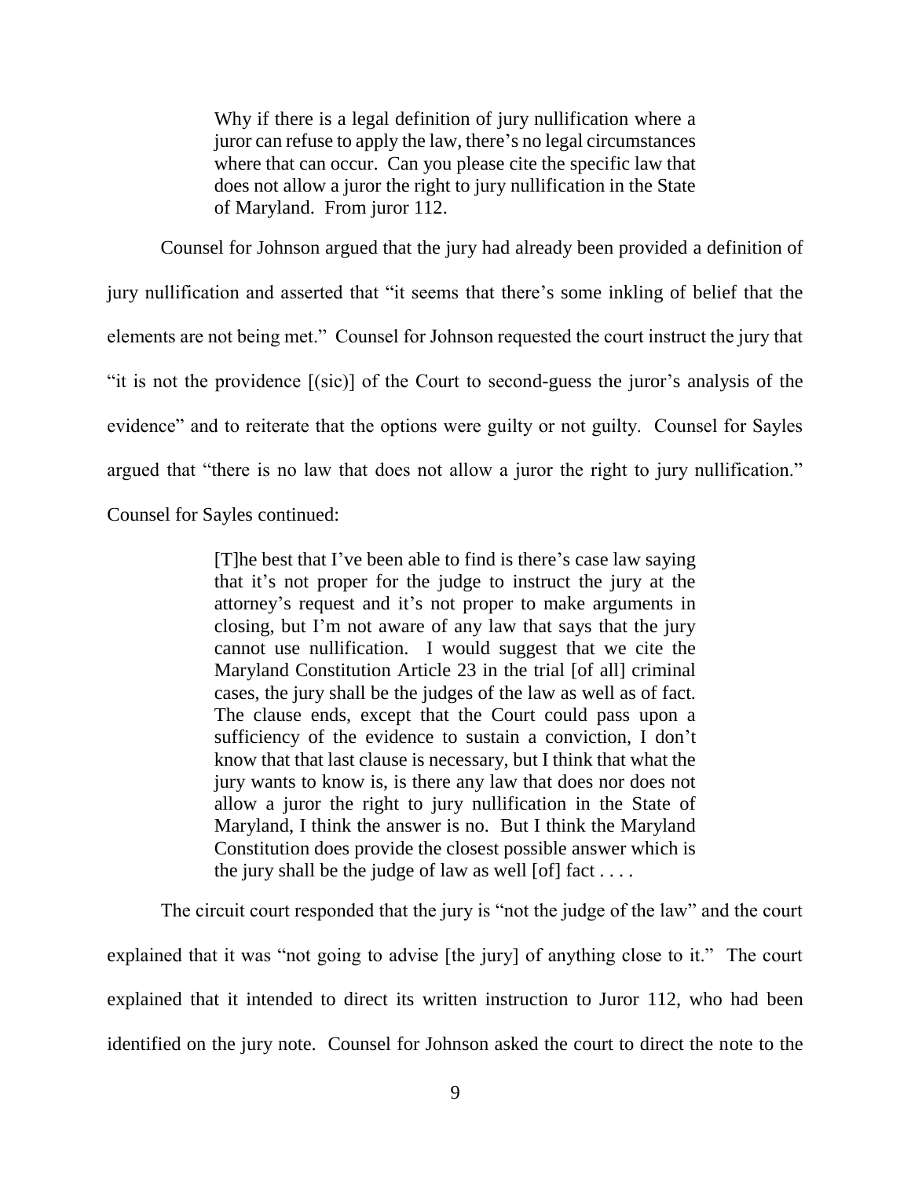> Why if there is a legal definition of jury nullification where a juror can refuse to apply the law, there's no legal circumstances where that can occur. Can you please cite the specific law that does not allow a juror the right to jury nullification in the State of Maryland. From juror 112.

Counsel for Johnson argued that the jury had already been provided a definition of jury nullification and asserted that "it seems that there's some inkling of belief that the elements are not being met." Counsel for Johnson requested the court instruct the jury that "it is not the providence [(sic)] of the Court to second-guess the juror's analysis of the evidence" and to reiterate that the options were guilty or not guilty. Counsel for Sayles argued that "there is no law that does not allow a juror the right to jury nullification." Counsel for Sayles continued:

> [T]he best that I've been able to find is there's case law saying that it's not proper for the judge to instruct the jury at the attorney's request and it's not proper to make arguments in closing, but I'm not aware of any law that says that the jury cannot use nullification. I would suggest that we cite the Maryland Constitution Article 23 in the trial [of all] criminal cases, the jury shall be the judges of the law as well as of fact. The clause ends, except that the Court could pass upon a sufficiency of the evidence to sustain a conviction, I don't know that that last clause is necessary, but I think that what the jury wants to know is, is there any law that does nor does not allow a juror the right to jury nullification in the State of Maryland, I think the answer is no. But I think the Maryland Constitution does provide the closest possible answer which is the jury shall be the judge of law as well [of] fact . . . .

The circuit court responded that the jury is "not the judge of the law" and the court explained that it was "not going to advise [the jury] of anything close to it." The court explained that it intended to direct its written instruction to Juror 112, who had been identified on the jury note. Counsel for Johnson asked the court to direct the note to the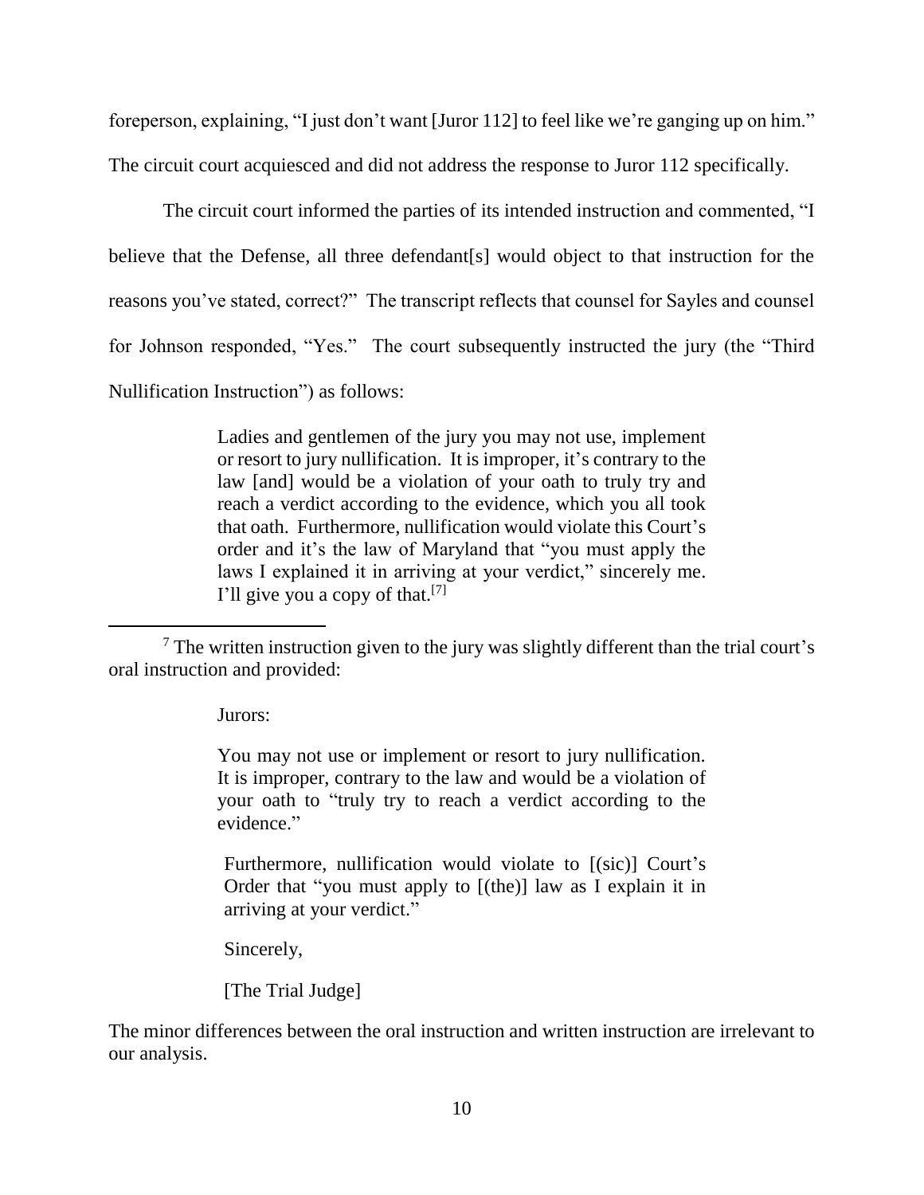foreperson, explaining, "I just don't want [Juror 112] to feel like we're ganging up on him." The circuit court acquiesced and did not address the response to Juror 112 specifically.

The circuit court informed the parties of its intended instruction and commented, "I believe that the Defense, all three defendant[s] would object to that instruction for the reasons you've stated, correct?" The transcript reflects that counsel for Sayles and counsel for Johnson responded, "Yes." The court subsequently instructed the jury (the "Third Nullification Instruction") as follows:

> Ladies and gentlemen of the jury you may not use, implement or resort to jury nullification. It is improper, it's contrary to the law [and] would be a violation of your oath to truly try and reach a verdict according to the evidence, which you all took that oath. Furthermore, nullification would violate this Court's order and it's the law of Maryland that "you must apply the laws I explained it in arriving at your verdict," sincerely me. I'll give you a copy of that.[7]

---

[7] The written instruction given to the jury was slightly different than the trial court's oral instruction and provided:

> Jurors:
>
> You may not use or implement or resort to jury nullification. It is improper, contrary to the law and would be a violation of your oath to "truly try to reach a verdict according to the evidence."
>
> Furthermore, nullification would violate to [(sic)] Court's Order that "you must apply to [(the)] law as I explain it in arriving at your verdict."
>
> Sincerely,
>
> [The Trial Judge]

The minor differences between the oral instruction and written instruction are irrelevant to our analysis.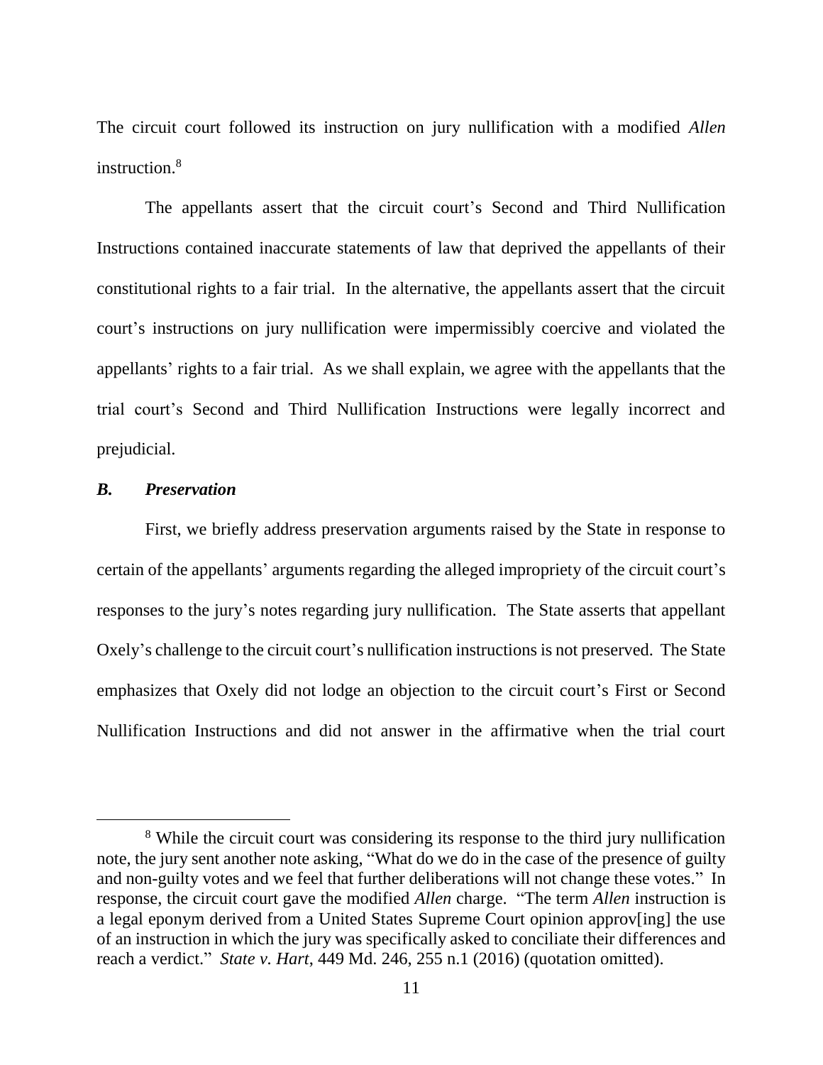The circuit court followed its instruction on jury nullification with a modified *Allen* instruction.[8]

The appellants assert that the circuit court's Second and Third Nullification Instructions contained inaccurate statements of law that deprived the appellants of their constitutional rights to a fair trial. In the alternative, the appellants assert that the circuit court's instructions on jury nullification were impermissibly coercive and violated the appellants' rights to a fair trial. As we shall explain, we agree with the appellants that the trial court's Second and Third Nullification Instructions were legally incorrect and prejudicial.

### *B. Preservation*

First, we briefly address preservation arguments raised by the State in response to certain of the appellants' arguments regarding the alleged impropriety of the circuit court's responses to the jury's notes regarding jury nullification. The State asserts that appellant Oxely's challenge to the circuit court's nullification instructions is not preserved. The State emphasizes that Oxely did not lodge an objection to the circuit court's First or Second Nullification Instructions and did not answer in the affirmative when the trial court

---

[8] While the circuit court was considering its response to the third jury nullification note, the jury sent another note asking, "What do we do in the case of the presence of guilty and non-guilty votes and we feel that further deliberations will not change these votes." In response, the circuit court gave the modified *Allen* charge. "The term *Allen* instruction is a legal eponym derived from a United States Supreme Court opinion approv[ing] the use of an instruction in which the jury was specifically asked to conciliate their differences and reach a verdict." *State v. Hart*, 449 Md. 246, 255 n.1 (2016) (quotation omitted).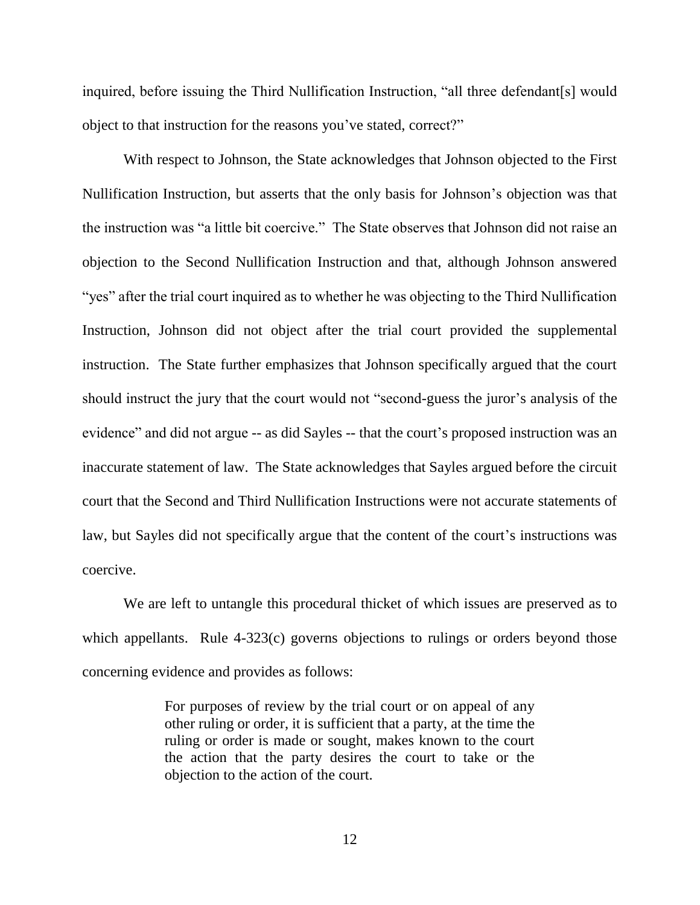inquired, before issuing the Third Nullification Instruction, "all three defendant[s] would object to that instruction for the reasons you've stated, correct?"

With respect to Johnson, the State acknowledges that Johnson objected to the First Nullification Instruction, but asserts that the only basis for Johnson's objection was that the instruction was "a little bit coercive." The State observes that Johnson did not raise an objection to the Second Nullification Instruction and that, although Johnson answered "yes" after the trial court inquired as to whether he was objecting to the Third Nullification Instruction, Johnson did not object after the trial court provided the supplemental instruction. The State further emphasizes that Johnson specifically argued that the court should instruct the jury that the court would not "second-guess the juror's analysis of the evidence" and did not argue -- as did Sayles -- that the court's proposed instruction was an inaccurate statement of law. The State acknowledges that Sayles argued before the circuit court that the Second and Third Nullification Instructions were not accurate statements of law, but Sayles did not specifically argue that the content of the court's instructions was coercive.

We are left to untangle this procedural thicket of which issues are preserved as to which appellants. Rule 4-323(c) governs objections to rulings or orders beyond those concerning evidence and provides as follows:

> For purposes of review by the trial court or on appeal of any other ruling or order, it is sufficient that a party, at the time the ruling or order is made or sought, makes known to the court the action that the party desires the court to take or the objection to the action of the court.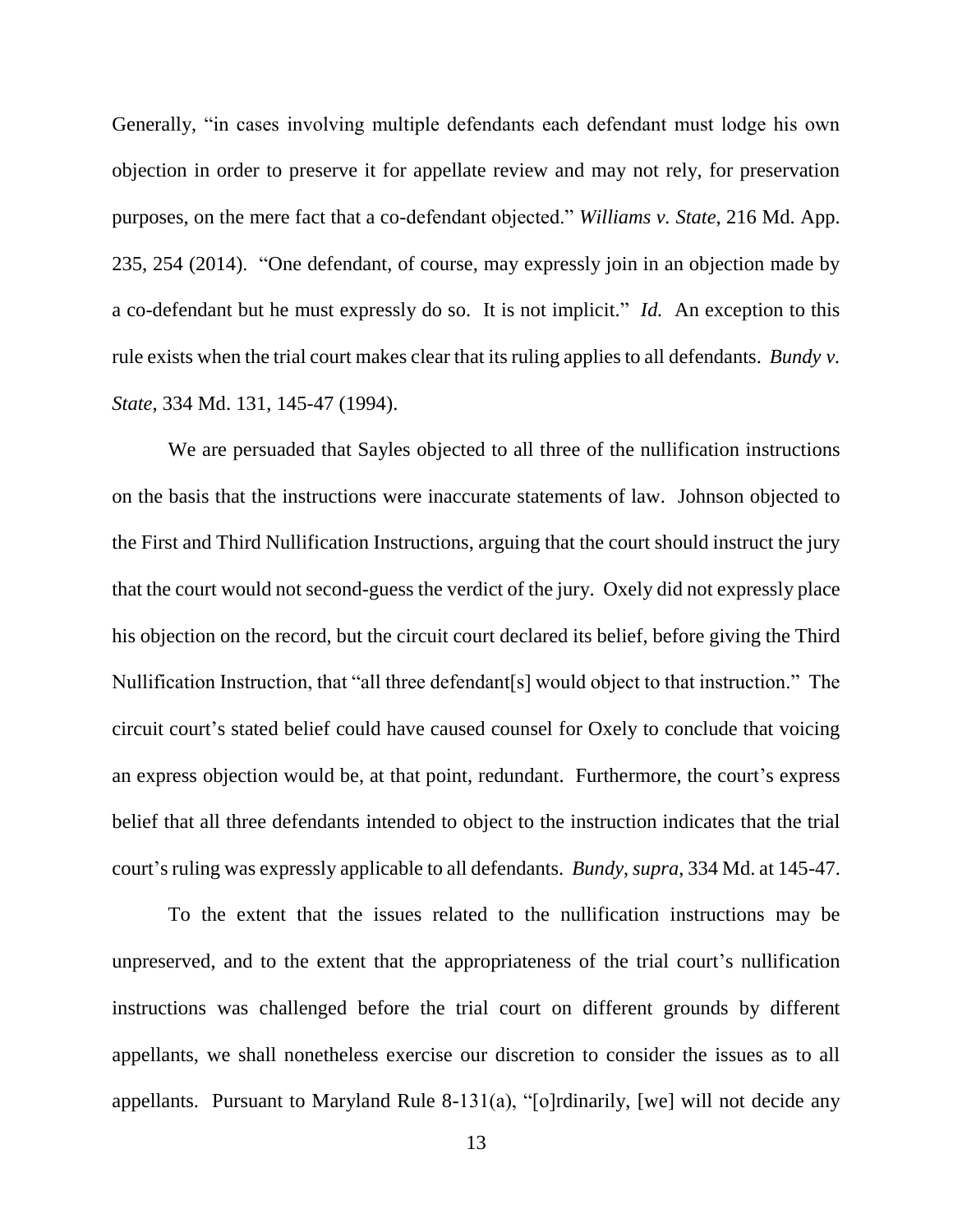Generally, "in cases involving multiple defendants each defendant must lodge his own objection in order to preserve it for appellate review and may not rely, for preservation purposes, on the mere fact that a co-defendant objected." *Williams v. State*, 216 Md. App. 235, 254 (2014). "One defendant, of course, may expressly join in an objection made by a co-defendant but he must expressly do so. It is not implicit." *Id.* An exception to this rule exists when the trial court makes clear that its ruling applies to all defendants. *Bundy v. State*, 334 Md. 131, 145-47 (1994).

We are persuaded that Sayles objected to all three of the nullification instructions on the basis that the instructions were inaccurate statements of law. Johnson objected to the First and Third Nullification Instructions, arguing that the court should instruct the jury that the court would not second-guess the verdict of the jury. Oxely did not expressly place his objection on the record, but the circuit court declared its belief, before giving the Third Nullification Instruction, that "all three defendant[s] would object to that instruction." The circuit court's stated belief could have caused counsel for Oxely to conclude that voicing an express objection would be, at that point, redundant. Furthermore, the court's express belief that all three defendants intended to object to the instruction indicates that the trial court's ruling was expressly applicable to all defendants. *Bundy*, *supra*, 334 Md. at 145-47.

To the extent that the issues related to the nullification instructions may be unpreserved, and to the extent that the appropriateness of the trial court's nullification instructions was challenged before the trial court on different grounds by different appellants, we shall nonetheless exercise our discretion to consider the issues as to all appellants. Pursuant to Maryland Rule 8-131(a), "[o]rdinarily, [we] will not decide any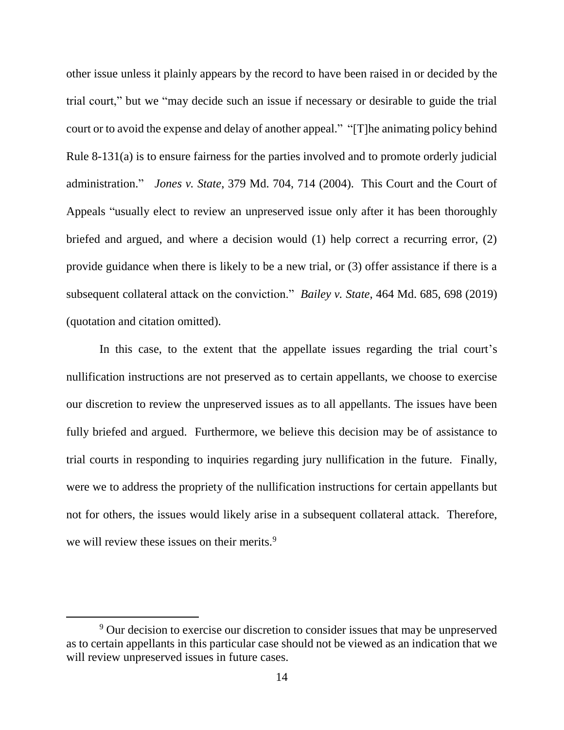other issue unless it plainly appears by the record to have been raised in or decided by the trial court," but we "may decide such an issue if necessary or desirable to guide the trial court or to avoid the expense and delay of another appeal." "[T]he animating policy behind Rule 8-131(a) is to ensure fairness for the parties involved and to promote orderly judicial administration." *Jones v. State*, 379 Md. 704, 714 (2004). This Court and the Court of Appeals "usually elect to review an unpreserved issue only after it has been thoroughly briefed and argued, and where a decision would (1) help correct a recurring error, (2) provide guidance when there is likely to be a new trial, or (3) offer assistance if there is a subsequent collateral attack on the conviction." *Bailey v. State*, 464 Md. 685, 698 (2019) (quotation and citation omitted).

In this case, to the extent that the appellate issues regarding the trial court's nullification instructions are not preserved as to certain appellants, we choose to exercise our discretion to review the unpreserved issues as to all appellants. The issues have been fully briefed and argued. Furthermore, we believe this decision may be of assistance to trial courts in responding to inquiries regarding jury nullification in the future. Finally, were we to address the propriety of the nullification instructions for certain appellants but not for others, the issues would likely arise in a subsequent collateral attack. Therefore, we will review these issues on their merits.[9]

---

[9] Our decision to exercise our discretion to consider issues that may be unpreserved as to certain appellants in this particular case should not be viewed as an indication that we will review unpreserved issues in future cases.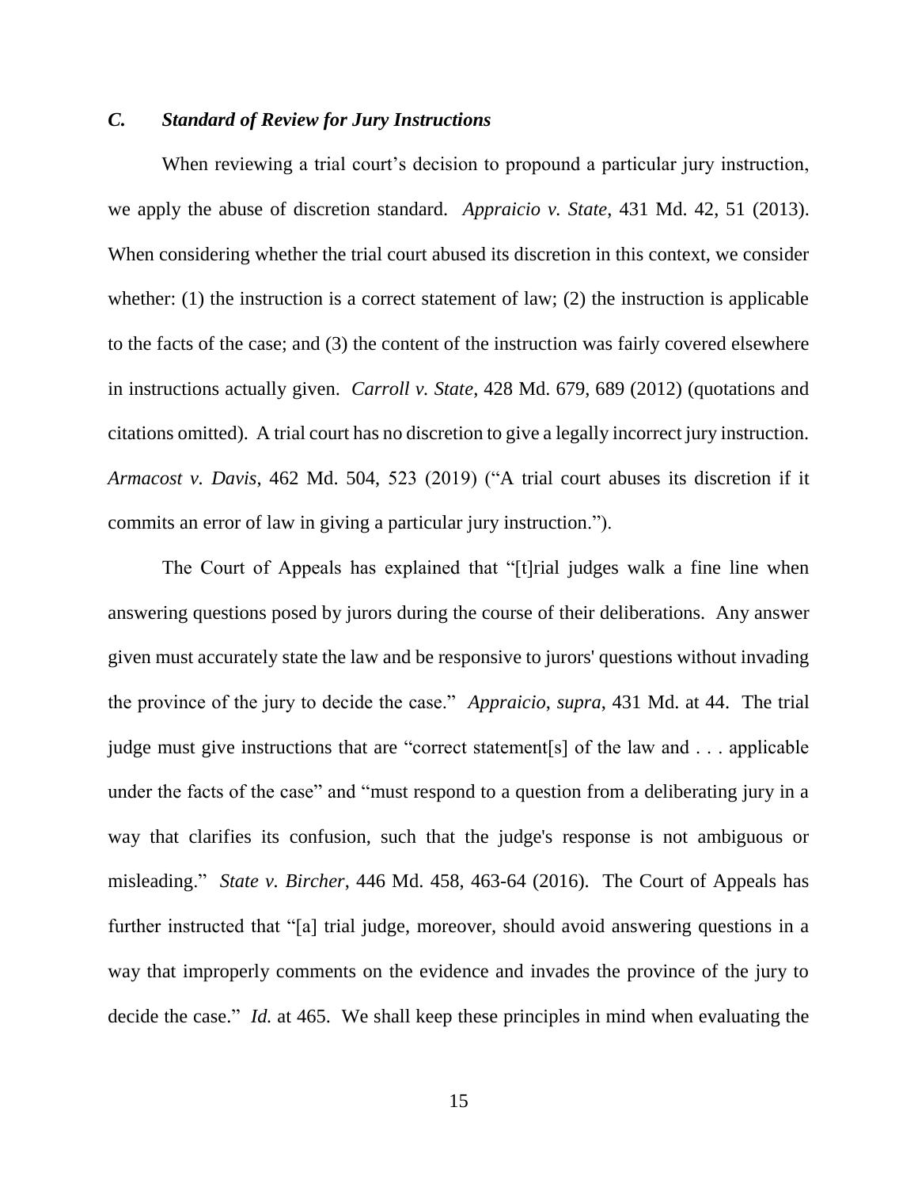### *C. Standard of Review for Jury Instructions*

When reviewing a trial court's decision to propound a particular jury instruction, we apply the abuse of discretion standard. *Appraicio v. State*, 431 Md. 42, 51 (2013). When considering whether the trial court abused its discretion in this context, we consider whether: (1) the instruction is a correct statement of law; (2) the instruction is applicable to the facts of the case; and (3) the content of the instruction was fairly covered elsewhere in instructions actually given. *Carroll v. State*, 428 Md. 679, 689 (2012) (quotations and citations omitted). A trial court has no discretion to give a legally incorrect jury instruction. *Armacost v. Davis*, 462 Md. 504, 523 (2019) ("A trial court abuses its discretion if it commits an error of law in giving a particular jury instruction.").

The Court of Appeals has explained that "[t]rial judges walk a fine line when answering questions posed by jurors during the course of their deliberations. Any answer given must accurately state the law and be responsive to jurors' questions without invading the province of the jury to decide the case." *Appraicio*, *supra*, 431 Md. at 44. The trial judge must give instructions that are "correct statement[s] of the law and . . . applicable under the facts of the case" and "must respond to a question from a deliberating jury in a way that clarifies its confusion, such that the judge's response is not ambiguous or misleading." *State v. Bircher*, 446 Md. 458, 463-64 (2016). The Court of Appeals has further instructed that "[a] trial judge, moreover, should avoid answering questions in a way that improperly comments on the evidence and invades the province of the jury to decide the case." *Id.* at 465. We shall keep these principles in mind when evaluating the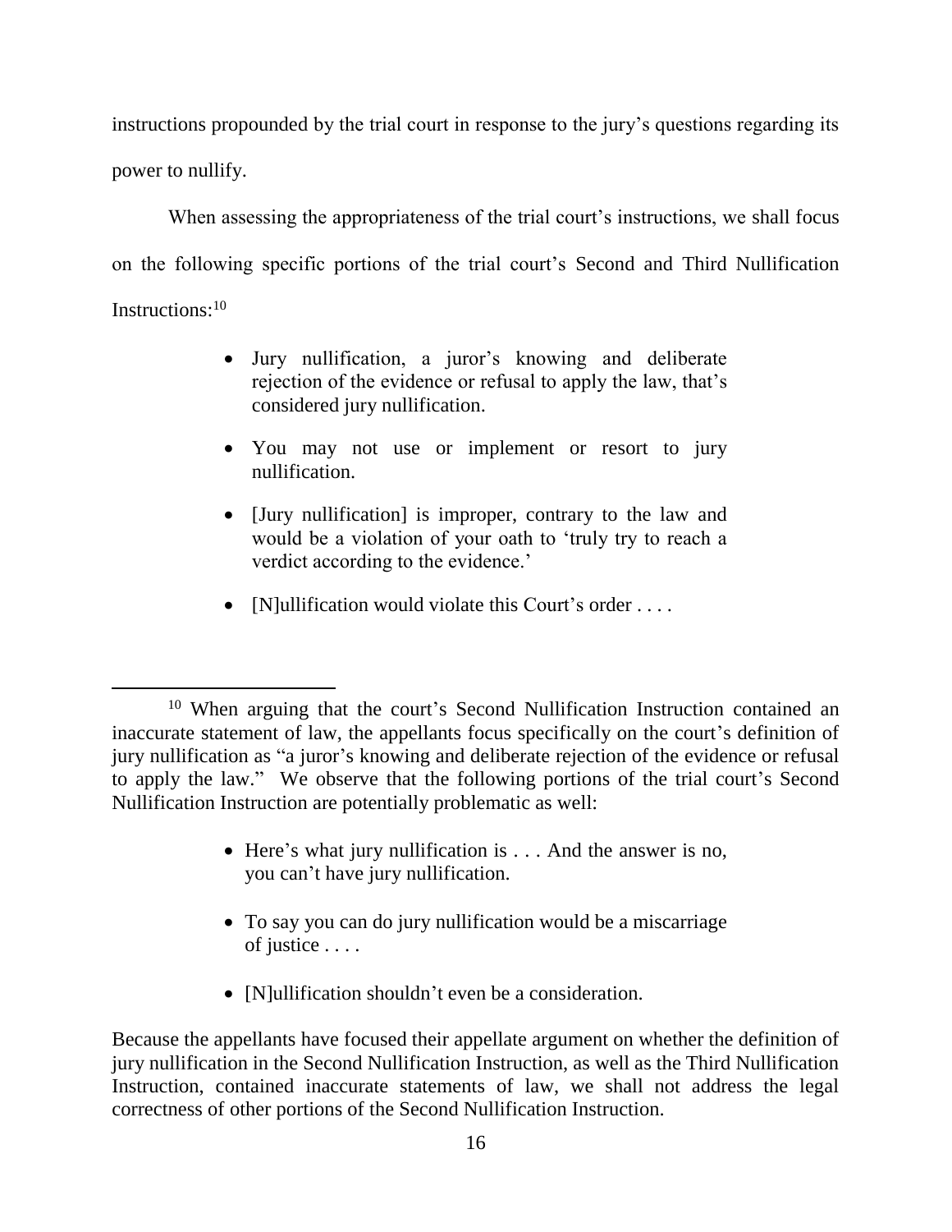instructions propounded by the trial court in response to the jury's questions regarding its power to nullify.

When assessing the appropriateness of the trial court's instructions, we shall focus on the following specific portions of the trial court's Second and Third Nullification Instructions:[10]

> - Jury nullification, a juror's knowing and deliberate rejection of the evidence or refusal to apply the law, that's considered jury nullification.
> - You may not use or implement or resort to jury nullification.
> - [Jury nullification] is improper, contrary to the law and would be a violation of your oath to 'truly try to reach a verdict according to the evidence.'
> - [N]ullification would violate this Court's order . . . .

---

[10] When arguing that the court's Second Nullification Instruction contained an inaccurate statement of law, the appellants focus specifically on the court's definition of jury nullification as "a juror's knowing and deliberate rejection of the evidence or refusal to apply the law." We observe that the following portions of the trial court's Second Nullification Instruction are potentially problematic as well:

> - Here's what jury nullification is . . . And the answer is no, you can't have jury nullification.
> - To say you can do jury nullification would be a miscarriage of justice . . . .
> - [N]ullification shouldn't even be a consideration.

Because the appellants have focused their appellate argument on whether the definition of jury nullification in the Second Nullification Instruction, as well as the Third Nullification Instruction, contained inaccurate statements of law, we shall not address the legal correctness of other portions of the Second Nullification Instruction.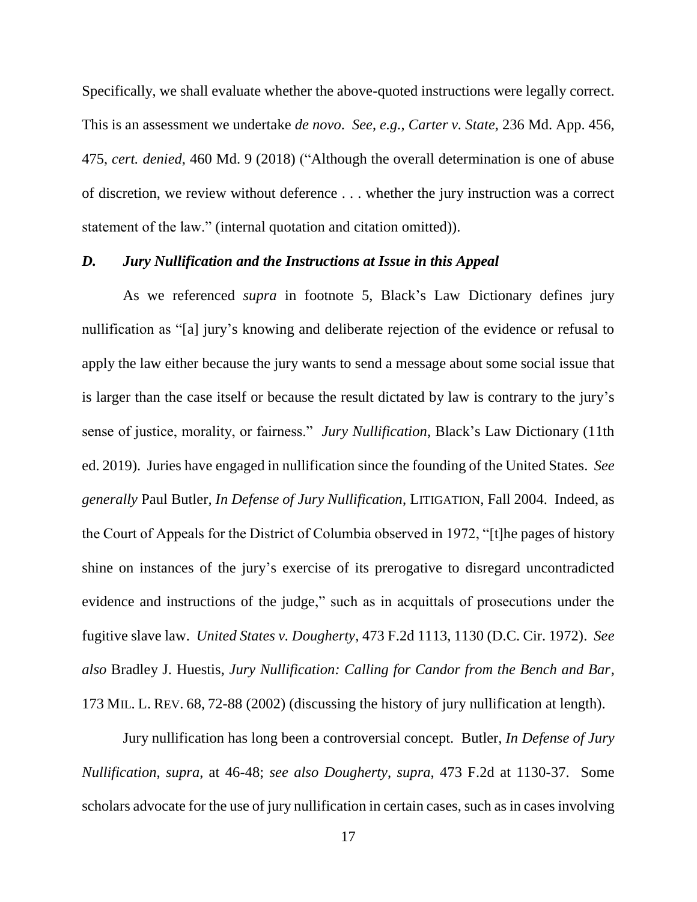Specifically, we shall evaluate whether the above-quoted instructions were legally correct. This is an assessment we undertake *de novo*. *See, e.g.*, *Carter v. State*, 236 Md. App. 456, 475, *cert. denied*, 460 Md. 9 (2018) ("Although the overall determination is one of abuse of discretion, we review without deference . . . whether the jury instruction was a correct statement of the law." (internal quotation and citation omitted)).

### *D. Jury Nullification and the Instructions at Issue in this Appeal*

As we referenced *supra* in footnote 5, Black's Law Dictionary defines jury nullification as "[a] jury's knowing and deliberate rejection of the evidence or refusal to apply the law either because the jury wants to send a message about some social issue that is larger than the case itself or because the result dictated by law is contrary to the jury's sense of justice, morality, or fairness." *Jury Nullification*, Black's Law Dictionary (11th ed. 2019). Juries have engaged in nullification since the founding of the United States. *See generally* Paul Butler, *In Defense of Jury Nullification*, LITIGATION, Fall 2004. Indeed, as the Court of Appeals for the District of Columbia observed in 1972, "[t]he pages of history shine on instances of the jury's exercise of its prerogative to disregard uncontradicted evidence and instructions of the judge," such as in acquittals of prosecutions under the fugitive slave law. *United States v. Dougherty*, 473 F.2d 1113, 1130 (D.C. Cir. 1972). *See also* Bradley J. Huestis, *Jury Nullification: Calling for Candor from the Bench and Bar*, 173 MIL. L. REV. 68, 72-88 (2002) (discussing the history of jury nullification at length).

Jury nullification has long been a controversial concept. Butler, *In Defense of Jury Nullification*, *supra*, at 46-48; *see also Dougherty*, *supra*, 473 F.2d at 1130-37. Some scholars advocate for the use of jury nullification in certain cases, such as in cases involving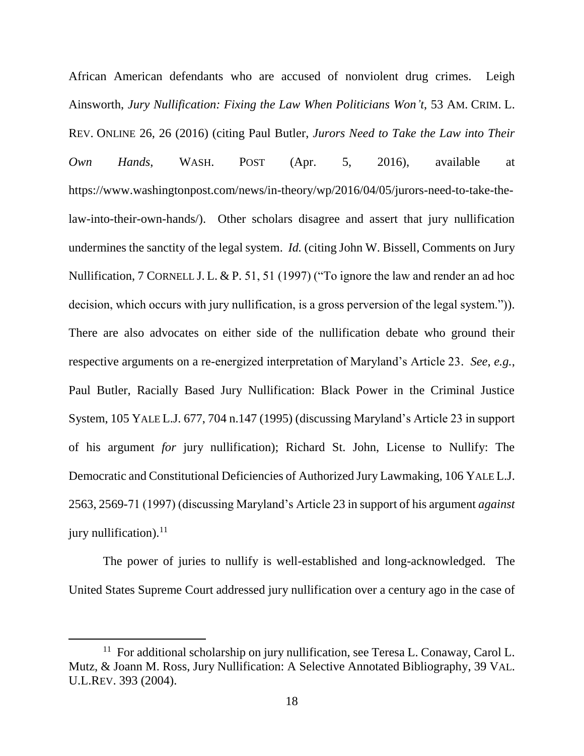African American defendants who are accused of nonviolent drug crimes. Leigh Ainsworth, *Jury Nullification: Fixing the Law When Politicians Won't*, 53 AM. CRIM. L. REV. ONLINE 26, 26 (2016) (citing Paul Butler, *Jurors Need to Take the Law into Their Own Hands*, WASH. POST (Apr. 5, 2016), available at https://www.washingtonpost.com/news/in-theory/wp/2016/04/05/jurors-need-to-take-the-law-into-their-own-hands/). Other scholars disagree and assert that jury nullification undermines the sanctity of the legal system. *Id.* (citing John W. Bissell, Comments on Jury Nullification, 7 CORNELL J. L. & P. 51, 51 (1997) ("To ignore the law and render an ad hoc decision, which occurs with jury nullification, is a gross perversion of the legal system.")). There are also advocates on either side of the nullification debate who ground their respective arguments on a re-energized interpretation of Maryland's Article 23. *See, e.g.*, Paul Butler, Racially Based Jury Nullification: Black Power in the Criminal Justice System, 105 YALE L.J. 677, 704 n.147 (1995) (discussing Maryland's Article 23 in support of his argument *for* jury nullification); Richard St. John, License to Nullify: The Democratic and Constitutional Deficiencies of Authorized Jury Lawmaking, 106 YALE L.J. 2563, 2569-71 (1997) (discussing Maryland's Article 23 in support of his argument *against* jury nullification).[11]

The power of juries to nullify is well-established and long-acknowledged. The United States Supreme Court addressed jury nullification over a century ago in the case of

[11] For additional scholarship on jury nullification, see Teresa L. Conaway, Carol L. Mutz, & Joann M. Ross, Jury Nullification: A Selective Annotated Bibliography, 39 VAL. U.L.REV. 393 (2004).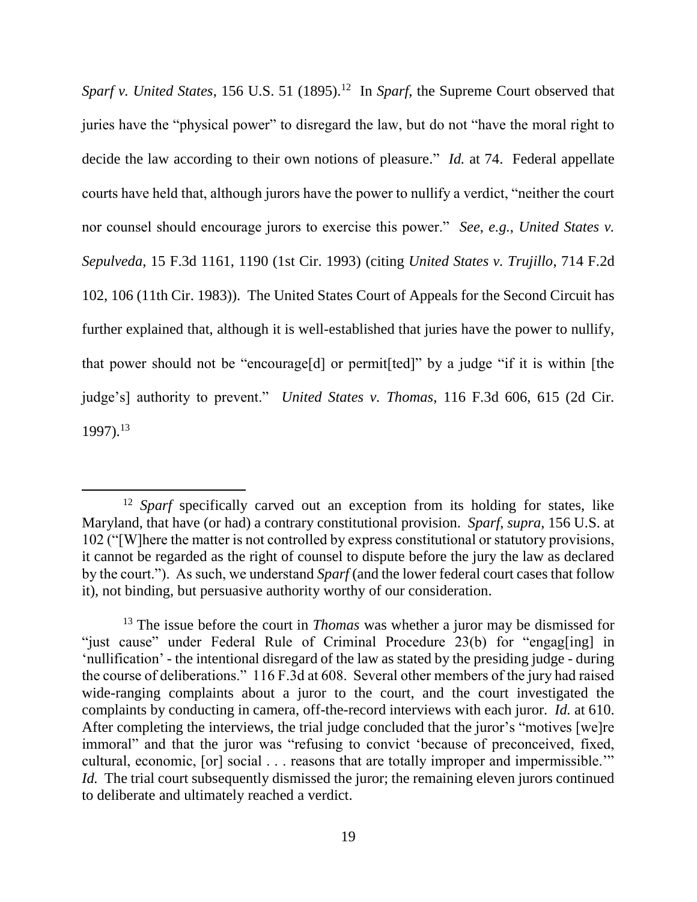*Sparf v. United States*, 156 U.S. 51 (1895).[12] In *Sparf*, the Supreme Court observed that juries have the "physical power" to disregard the law, but do not "have the moral right to decide the law according to their own notions of pleasure." *Id.* at 74. Federal appellate courts have held that, although jurors have the power to nullify a verdict, "neither the court nor counsel should encourage jurors to exercise this power." *See, e.g.*, *United States v. Sepulveda*, 15 F.3d 1161, 1190 (1st Cir. 1993) (citing *United States v. Trujillo*, 714 F.2d 102, 106 (11th Cir. 1983)). The United States Court of Appeals for the Second Circuit has further explained that, although it is well-established that juries have the power to nullify, that power should not be "encourage[d] or permit[ted]" by a judge "if it is within [the judge's] authority to prevent." *United States v. Thomas*, 116 F.3d 606, 615 (2d Cir. 1997).[13]

---

[12] *Sparf* specifically carved out an exception from its holding for states, like Maryland, that have (or had) a contrary constitutional provision. *Sparf*, *supra*, 156 U.S. at 102 ("[W]here the matter is not controlled by express constitutional or statutory provisions, it cannot be regarded as the right of counsel to dispute before the jury the law as declared by the court."). As such, we understand *Sparf* (and the lower federal court cases that follow it), not binding, but persuasive authority worthy of our consideration.

[13] The issue before the court in *Thomas* was whether a juror may be dismissed for "just cause" under Federal Rule of Criminal Procedure 23(b) for "engag[ing] in 'nullification' - the intentional disregard of the law as stated by the presiding judge - during the course of deliberations." 116 F.3d at 608. Several other members of the jury had raised wide-ranging complaints about a juror to the court, and the court investigated the complaints by conducting in camera, off-the-record interviews with each juror. *Id.* at 610. After completing the interviews, the trial judge concluded that the juror's "motives [we]re immoral" and that the juror was "refusing to convict 'because of preconceived, fixed, cultural, economic, [or] social . . . reasons that are totally improper and impermissible.'" *Id.* The trial court subsequently dismissed the juror; the remaining eleven jurors continued to deliberate and ultimately reached a verdict.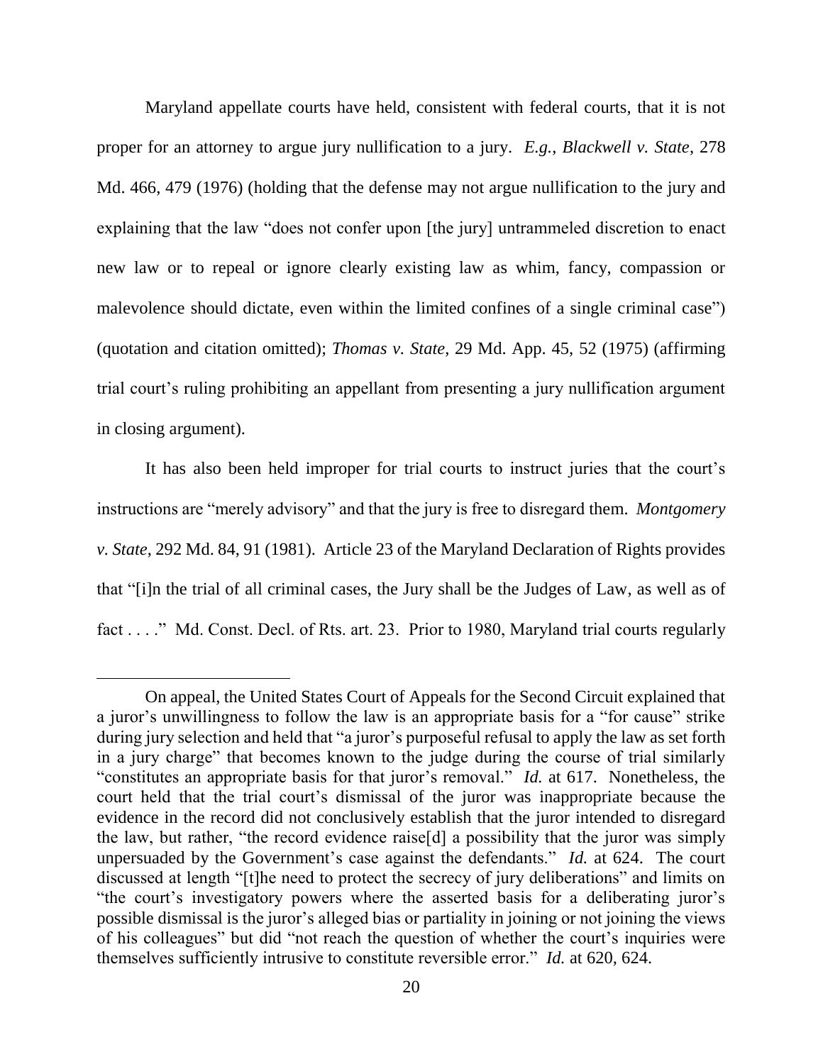Maryland appellate courts have held, consistent with federal courts, that it is not proper for an attorney to argue jury nullification to a jury. *E.g.*, *Blackwell v. State*, 278 Md. 466, 479 (1976) (holding that the defense may not argue nullification to the jury and explaining that the law "does not confer upon [the jury] untrammeled discretion to enact new law or to repeal or ignore clearly existing law as whim, fancy, compassion or malevolence should dictate, even within the limited confines of a single criminal case") (quotation and citation omitted); *Thomas v. State*, 29 Md. App. 45, 52 (1975) (affirming trial court's ruling prohibiting an appellant from presenting a jury nullification argument in closing argument).

It has also been held improper for trial courts to instruct juries that the court's instructions are "merely advisory" and that the jury is free to disregard them. *Montgomery v. State*, 292 Md. 84, 91 (1981). Article 23 of the Maryland Declaration of Rights provides that "[i]n the trial of all criminal cases, the Jury shall be the Judges of Law, as well as of fact . . . ." Md. Const. Decl. of Rts. art. 23. Prior to 1980, Maryland trial courts regularly

---

On appeal, the United States Court of Appeals for the Second Circuit explained that a juror's unwillingness to follow the law is an appropriate basis for a "for cause" strike during jury selection and held that "a juror's purposeful refusal to apply the law as set forth in a jury charge" that becomes known to the judge during the course of trial similarly "constitutes an appropriate basis for that juror's removal." *Id.* at 617. Nonetheless, the court held that the trial court's dismissal of the juror was inappropriate because the evidence in the record did not conclusively establish that the juror intended to disregard the law, but rather, "the record evidence raise[d] a possibility that the juror was simply unpersuaded by the Government's case against the defendants." *Id.* at 624. The court discussed at length "[t]he need to protect the secrecy of jury deliberations" and limits on "the court's investigatory powers where the asserted basis for a deliberating juror's possible dismissal is the juror's alleged bias or partiality in joining or not joining the views of his colleagues" but did "not reach the question of whether the court's inquiries were themselves sufficiently intrusive to constitute reversible error." *Id.* at 620, 624.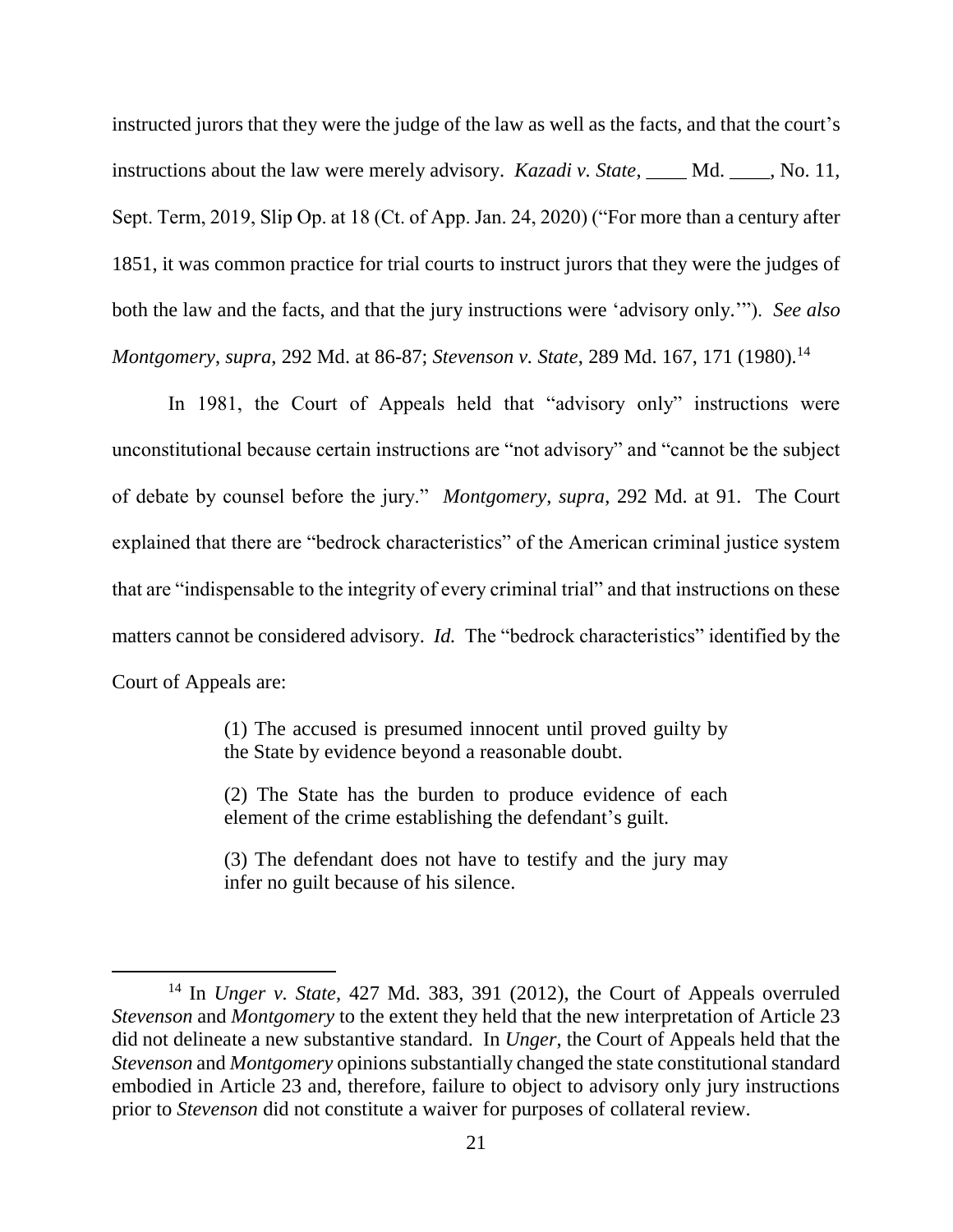instructed jurors that they were the judge of the law as well as the facts, and that the court's instructions about the law were merely advisory. *Kazadi v. State*, ____ Md. ____, No. 11, Sept. Term, 2019, Slip Op. at 18 (Ct. of App. Jan. 24, 2020) ("For more than a century after 1851, it was common practice for trial courts to instruct jurors that they were the judges of both the law and the facts, and that the jury instructions were 'advisory only.'"). *See also Montgomery*, *supra*, 292 Md. at 86-87; *Stevenson v. State*, 289 Md. 167, 171 (1980).[14]

In 1981, the Court of Appeals held that "advisory only" instructions were unconstitutional because certain instructions are "not advisory" and "cannot be the subject of debate by counsel before the jury." *Montgomery*, *supra*, 292 Md. at 91. The Court explained that there are "bedrock characteristics" of the American criminal justice system that are "indispensable to the integrity of every criminal trial" and that instructions on these matters cannot be considered advisory. *Id.* The "bedrock characteristics" identified by the Court of Appeals are:

> (1) The accused is presumed innocent until proved guilty by the State by evidence beyond a reasonable doubt.
>
> (2) The State has the burden to produce evidence of each element of the crime establishing the defendant's guilt.
>
> (3) The defendant does not have to testify and the jury may infer no guilt because of his silence.

---

[14] In *Unger v. State*, 427 Md. 383, 391 (2012), the Court of Appeals overruled *Stevenson* and *Montgomery* to the extent they held that the new interpretation of Article 23 did not delineate a new substantive standard. In *Unger*, the Court of Appeals held that the *Stevenson* and *Montgomery* opinions substantially changed the state constitutional standard embodied in Article 23 and, therefore, failure to object to advisory only jury instructions prior to *Stevenson* did not constitute a waiver for purposes of collateral review.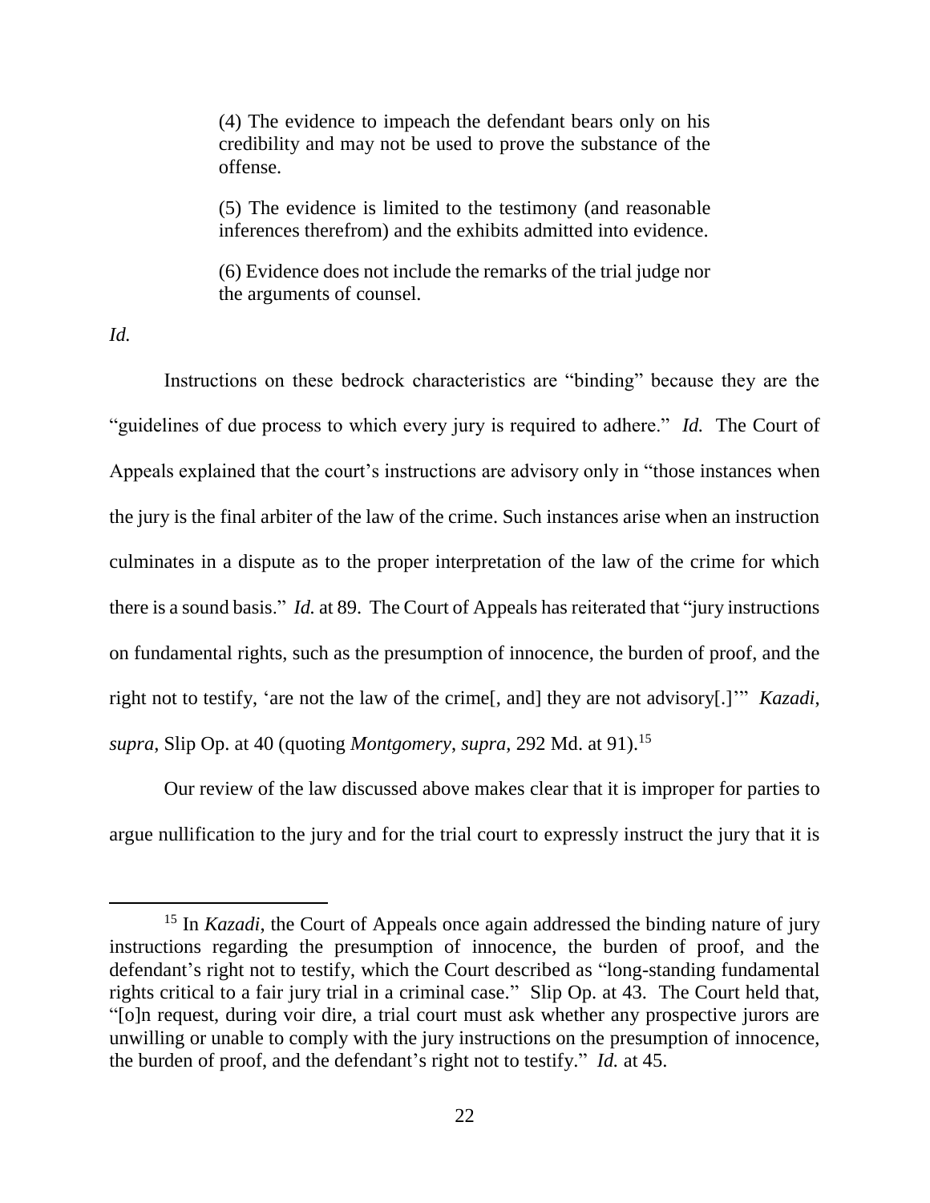> (4) The evidence to impeach the defendant bears only on his credibility and may not be used to prove the substance of the offense.
>
> (5) The evidence is limited to the testimony (and reasonable inferences therefrom) and the exhibits admitted into evidence.
>
> (6) Evidence does not include the remarks of the trial judge nor the arguments of counsel.

*Id.*

Instructions on these bedrock characteristics are "binding" because they are the "guidelines of due process to which every jury is required to adhere." *Id.* The Court of Appeals explained that the court's instructions are advisory only in "those instances when the jury is the final arbiter of the law of the crime. Such instances arise when an instruction culminates in a dispute as to the proper interpretation of the law of the crime for which there is a sound basis." *Id.* at 89. The Court of Appeals has reiterated that "jury instructions on fundamental rights, such as the presumption of innocence, the burden of proof, and the right not to testify, 'are not the law of the crime[, and] they are not advisory[.]'" *Kazadi*, *supra*, Slip Op. at 40 (quoting *Montgomery*, *supra*, 292 Md. at 91).[15]

Our review of the law discussed above makes clear that it is improper for parties to argue nullification to the jury and for the trial court to expressly instruct the jury that it is

---

[15] In *Kazadi*, the Court of Appeals once again addressed the binding nature of jury instructions regarding the presumption of innocence, the burden of proof, and the defendant's right not to testify, which the Court described as "long-standing fundamental rights critical to a fair jury trial in a criminal case." Slip Op. at 43. The Court held that, "[o]n request, during voir dire, a trial court must ask whether any prospective jurors are unwilling or unable to comply with the jury instructions on the presumption of innocence, the burden of proof, and the defendant's right not to testify." *Id.* at 45.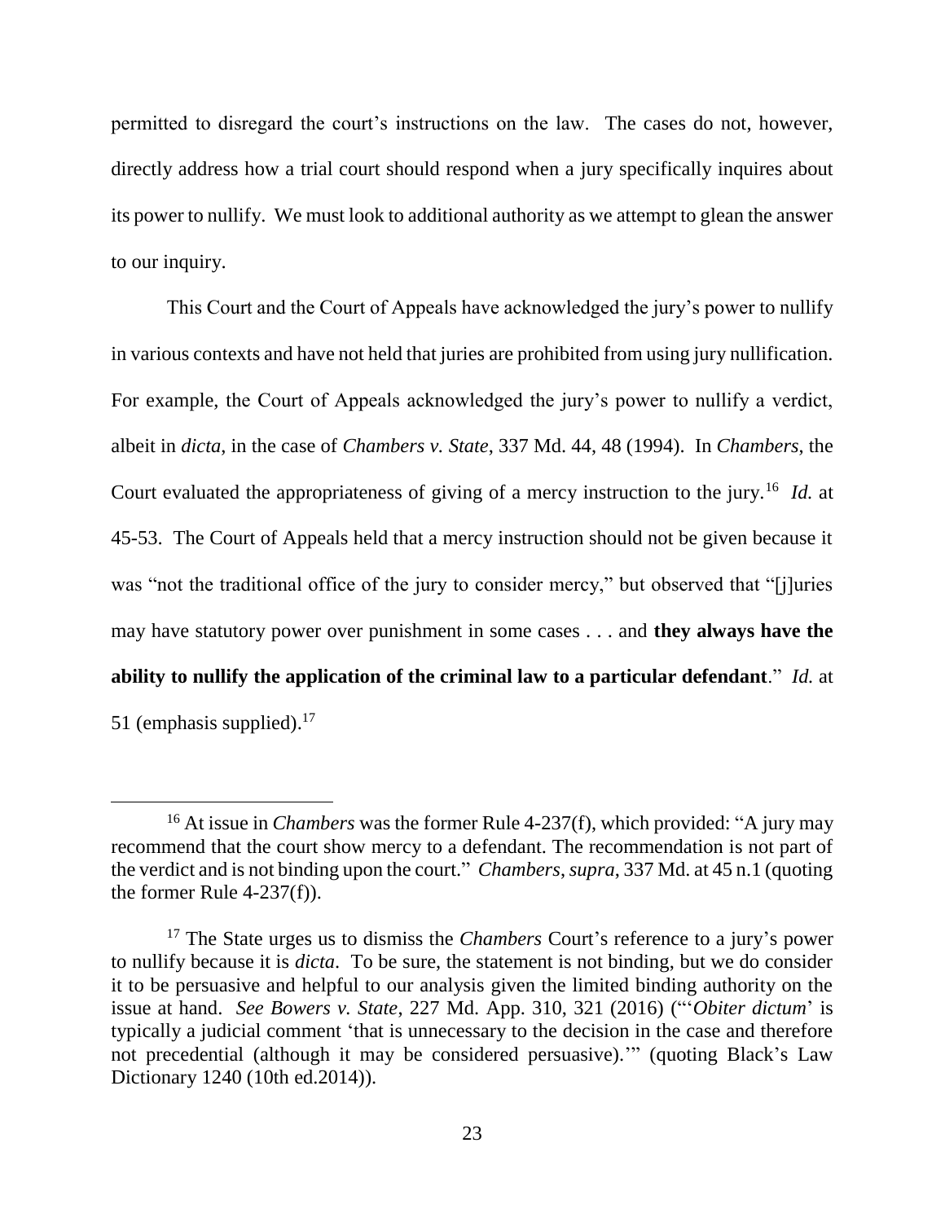permitted to disregard the court's instructions on the law. The cases do not, however, directly address how a trial court should respond when a jury specifically inquires about its power to nullify. We must look to additional authority as we attempt to glean the answer to our inquiry.

This Court and the Court of Appeals have acknowledged the jury's power to nullify in various contexts and have not held that juries are prohibited from using jury nullification. For example, the Court of Appeals acknowledged the jury's power to nullify a verdict, albeit in *dicta*, in the case of *Chambers v. State*, 337 Md. 44, 48 (1994). In *Chambers*, the Court evaluated the appropriateness of giving of a mercy instruction to the jury.[16] *Id.* at 45-53. The Court of Appeals held that a mercy instruction should not be given because it was "not the traditional office of the jury to consider mercy," but observed that "[j]uries may have statutory power over punishment in some cases . . . and **they always have the ability to nullify the application of the criminal law to a particular defendant**." *Id.* at 51 (emphasis supplied).[17]

---

[16] At issue in *Chambers* was the former Rule 4-237(f), which provided: "A jury may recommend that the court show mercy to a defendant. The recommendation is not part of the verdict and is not binding upon the court." *Chambers*, *supra*, 337 Md. at 45 n.1 (quoting the former Rule 4-237(f)).

[17] The State urges us to dismiss the *Chambers* Court's reference to a jury's power to nullify because it is *dicta*. To be sure, the statement is not binding, but we do consider it to be persuasive and helpful to our analysis given the limited binding authority on the issue at hand. *See Bowers v. State*, 227 Md. App. 310, 321 (2016) ("'*Obiter dictum*' is typically a judicial comment 'that is unnecessary to the decision in the case and therefore not precedential (although it may be considered persuasive).'" (quoting Black's Law Dictionary 1240 (10th ed.2014)).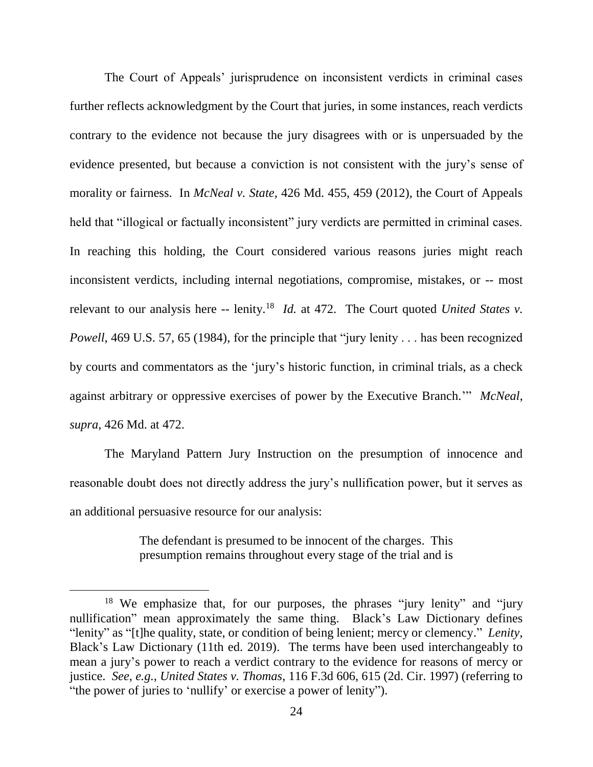The Court of Appeals' jurisprudence on inconsistent verdicts in criminal cases further reflects acknowledgment by the Court that juries, in some instances, reach verdicts contrary to the evidence not because the jury disagrees with or is unpersuaded by the evidence presented, but because a conviction is not consistent with the jury's sense of morality or fairness. In *McNeal v. State*, 426 Md. 455, 459 (2012), the Court of Appeals held that "illogical or factually inconsistent" jury verdicts are permitted in criminal cases. In reaching this holding, the Court considered various reasons juries might reach inconsistent verdicts, including internal negotiations, compromise, mistakes, or -- most relevant to our analysis here -- lenity.[18] *Id.* at 472. The Court quoted *United States v. Powell*, 469 U.S. 57, 65 (1984), for the principle that "jury lenity . . . has been recognized by courts and commentators as the 'jury's historic function, in criminal trials, as a check against arbitrary or oppressive exercises of power by the Executive Branch.'" *McNeal*, *supra*, 426 Md. at 472.

The Maryland Pattern Jury Instruction on the presumption of innocence and reasonable doubt does not directly address the jury's nullification power, but it serves as an additional persuasive resource for our analysis:

> The defendant is presumed to be innocent of the charges. This presumption remains throughout every stage of the trial and is

---

[18] We emphasize that, for our purposes, the phrases "jury lenity" and "jury nullification" mean approximately the same thing. Black's Law Dictionary defines "lenity" as "[t]he quality, state, or condition of being lenient; mercy or clemency." *Lenity*, Black's Law Dictionary (11th ed. 2019). The terms have been used interchangeably to mean a jury's power to reach a verdict contrary to the evidence for reasons of mercy or justice. *See, e.g.*, *United States v. Thomas*, 116 F.3d 606, 615 (2d. Cir. 1997) (referring to "the power of juries to 'nullify' or exercise a power of lenity").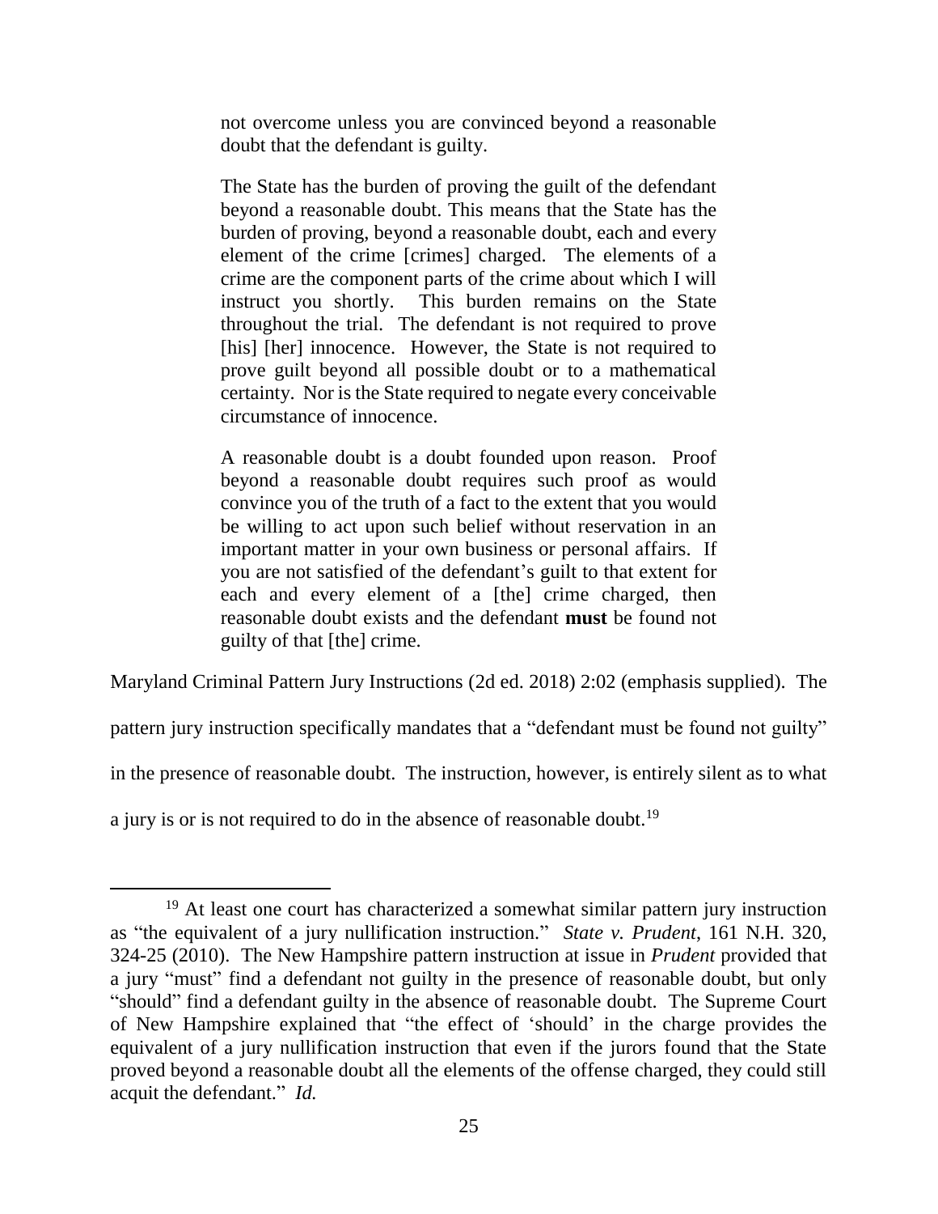> not overcome unless you are convinced beyond a reasonable doubt that the defendant is guilty.
>
> The State has the burden of proving the guilt of the defendant beyond a reasonable doubt. This means that the State has the burden of proving, beyond a reasonable doubt, each and every element of the crime [crimes] charged. The elements of a crime are the component parts of the crime about which I will instruct you shortly. This burden remains on the State throughout the trial. The defendant is not required to prove [his] [her] innocence. However, the State is not required to prove guilt beyond all possible doubt or to a mathematical certainty. Nor is the State required to negate every conceivable circumstance of innocence.
>
> A reasonable doubt is a doubt founded upon reason. Proof beyond a reasonable doubt requires such proof as would convince you of the truth of a fact to the extent that you would be willing to act upon such belief without reservation in an important matter in your own business or personal affairs. If you are not satisfied of the defendant's guilt to that extent for each and every element of a [the] crime charged, then reasonable doubt exists and the defendant **must** be found not guilty of that [the] crime.

Maryland Criminal Pattern Jury Instructions (2d ed. 2018) 2:02 (emphasis supplied). The pattern jury instruction specifically mandates that a "defendant must be found not guilty" in the presence of reasonable doubt. The instruction, however, is entirely silent as to what a jury is or is not required to do in the absence of reasonable doubt.[19]

---

[19] At least one court has characterized a somewhat similar pattern jury instruction as "the equivalent of a jury nullification instruction." *State v. Prudent*, 161 N.H. 320, 324-25 (2010). The New Hampshire pattern instruction at issue in *Prudent* provided that a jury "must" find a defendant not guilty in the presence of reasonable doubt, but only "should" find a defendant guilty in the absence of reasonable doubt. The Supreme Court of New Hampshire explained that "the effect of 'should' in the charge provides the equivalent of a jury nullification instruction that even if the jurors found that the State proved beyond a reasonable doubt all the elements of the offense charged, they could still acquit the defendant." *Id.*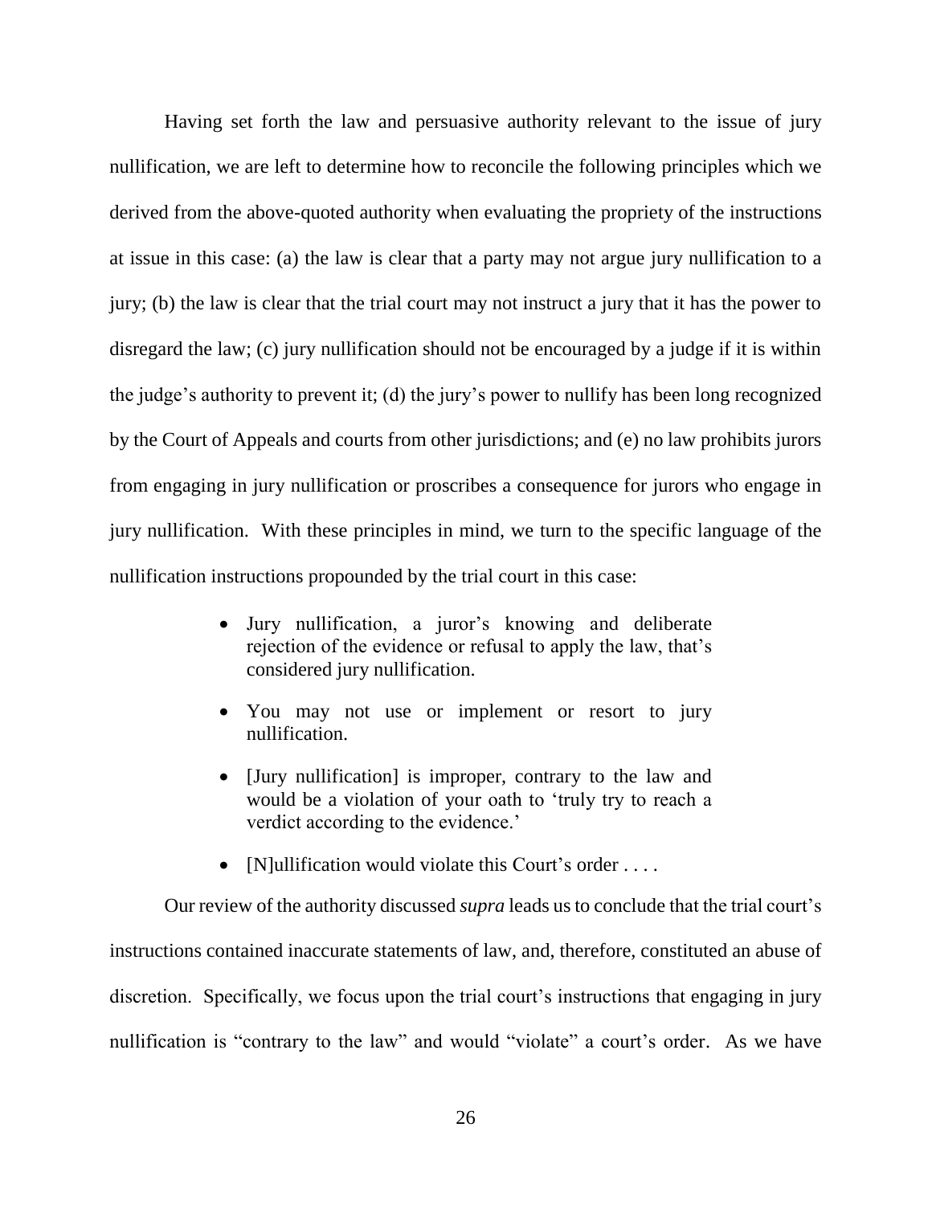Having set forth the law and persuasive authority relevant to the issue of jury nullification, we are left to determine how to reconcile the following principles which we derived from the above-quoted authority when evaluating the propriety of the instructions at issue in this case: (a) the law is clear that a party may not argue jury nullification to a jury; (b) the law is clear that the trial court may not instruct a jury that it has the power to disregard the law; (c) jury nullification should not be encouraged by a judge if it is within the judge's authority to prevent it; (d) the jury's power to nullify has been long recognized by the Court of Appeals and courts from other jurisdictions; and (e) no law prohibits jurors from engaging in jury nullification or proscribes a consequence for jurors who engage in jury nullification. With these principles in mind, we turn to the specific language of the nullification instructions propounded by the trial court in this case:

> - Jury nullification, a juror's knowing and deliberate rejection of the evidence or refusal to apply the law, that's considered jury nullification.
> - You may not use or implement or resort to jury nullification.
> - [Jury nullification] is improper, contrary to the law and would be a violation of your oath to 'truly try to reach a verdict according to the evidence.'
> - [N]ullification would violate this Court's order . . . .

Our review of the authority discussed *supra* leads us to conclude that the trial court's instructions contained inaccurate statements of law, and, therefore, constituted an abuse of discretion. Specifically, we focus upon the trial court's instructions that engaging in jury nullification is "contrary to the law" and would "violate" a court's order. As we have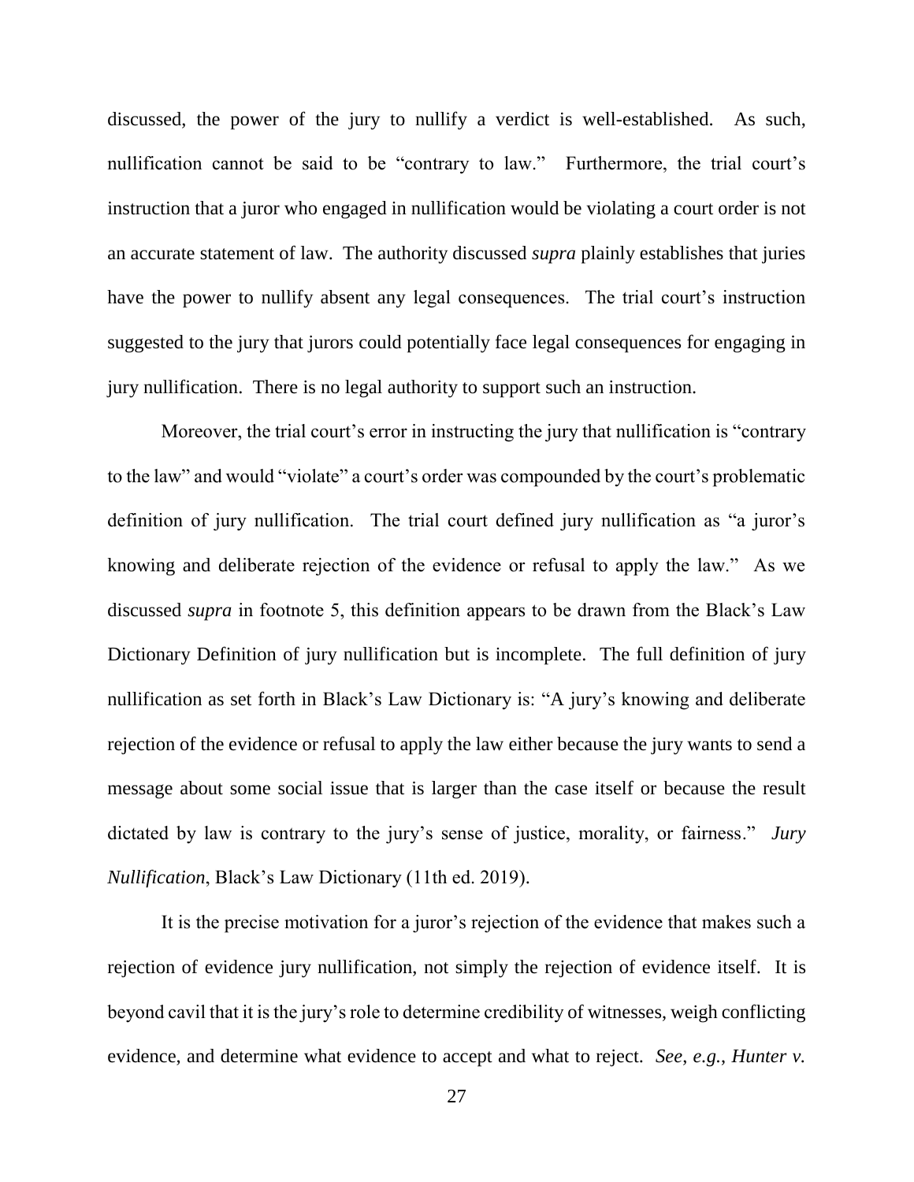discussed, the power of the jury to nullify a verdict is well-established. As such, nullification cannot be said to be "contrary to law." Furthermore, the trial court's instruction that a juror who engaged in nullification would be violating a court order is not an accurate statement of law. The authority discussed *supra* plainly establishes that juries have the power to nullify absent any legal consequences. The trial court's instruction suggested to the jury that jurors could potentially face legal consequences for engaging in jury nullification. There is no legal authority to support such an instruction.

Moreover, the trial court's error in instructing the jury that nullification is "contrary to the law" and would "violate" a court's order was compounded by the court's problematic definition of jury nullification. The trial court defined jury nullification as "a juror's knowing and deliberate rejection of the evidence or refusal to apply the law." As we discussed *supra* in footnote 5, this definition appears to be drawn from the Black's Law Dictionary Definition of jury nullification but is incomplete. The full definition of jury nullification as set forth in Black's Law Dictionary is: "A jury's knowing and deliberate rejection of the evidence or refusal to apply the law either because the jury wants to send a message about some social issue that is larger than the case itself or because the result dictated by law is contrary to the jury's sense of justice, morality, or fairness." *Jury Nullification*, Black's Law Dictionary (11th ed. 2019).

It is the precise motivation for a juror's rejection of the evidence that makes such a rejection of evidence jury nullification, not simply the rejection of evidence itself. It is beyond cavil that it is the jury's role to determine credibility of witnesses, weigh conflicting evidence, and determine what evidence to accept and what to reject. *See, e.g.*, *Hunter v.*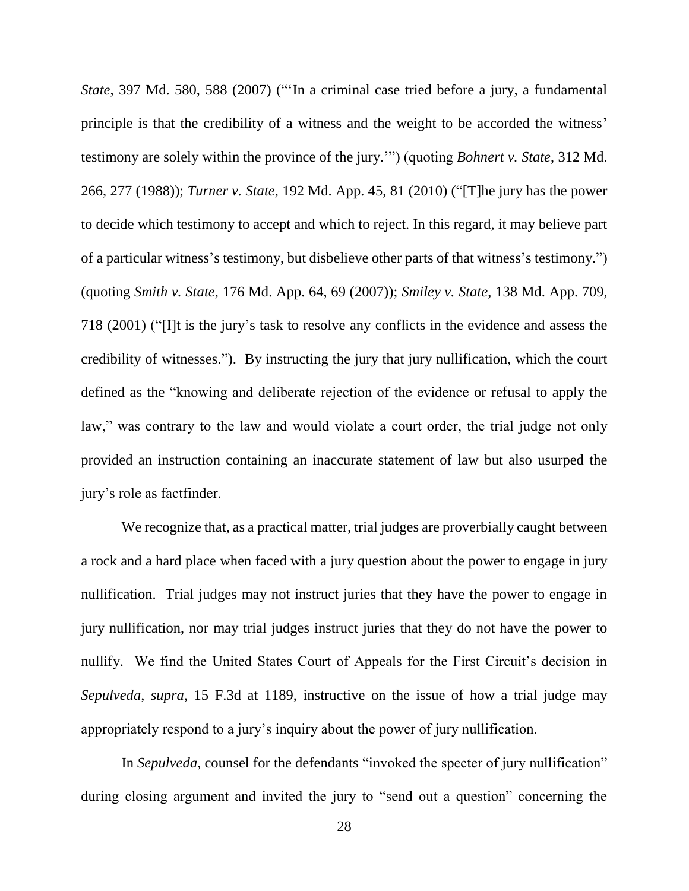*State*, 397 Md. 580, 588 (2007) ("'In a criminal case tried before a jury, a fundamental principle is that the credibility of a witness and the weight to be accorded the witness' testimony are solely within the province of the jury.'") (quoting *Bohnert v. State*, 312 Md. 266, 277 (1988)); *Turner v. State*, 192 Md. App. 45, 81 (2010) ("[T]he jury has the power to decide which testimony to accept and which to reject. In this regard, it may believe part of a particular witness's testimony, but disbelieve other parts of that witness's testimony.") (quoting *Smith v. State*, 176 Md. App. 64, 69 (2007)); *Smiley v. State*, 138 Md. App. 709, 718 (2001) ("[I]t is the jury's task to resolve any conflicts in the evidence and assess the credibility of witnesses."). By instructing the jury that jury nullification, which the court defined as the "knowing and deliberate rejection of the evidence or refusal to apply the law," was contrary to the law and would violate a court order, the trial judge not only provided an instruction containing an inaccurate statement of law but also usurped the jury's role as factfinder.

We recognize that, as a practical matter, trial judges are proverbially caught between a rock and a hard place when faced with a jury question about the power to engage in jury nullification. Trial judges may not instruct juries that they have the power to engage in jury nullification, nor may trial judges instruct juries that they do not have the power to nullify. We find the United States Court of Appeals for the First Circuit's decision in *Sepulveda*, *supra*, 15 F.3d at 1189, instructive on the issue of how a trial judge may appropriately respond to a jury's inquiry about the power of jury nullification.

In *Sepulveda*, counsel for the defendants "invoked the specter of jury nullification" during closing argument and invited the jury to "send out a question" concerning the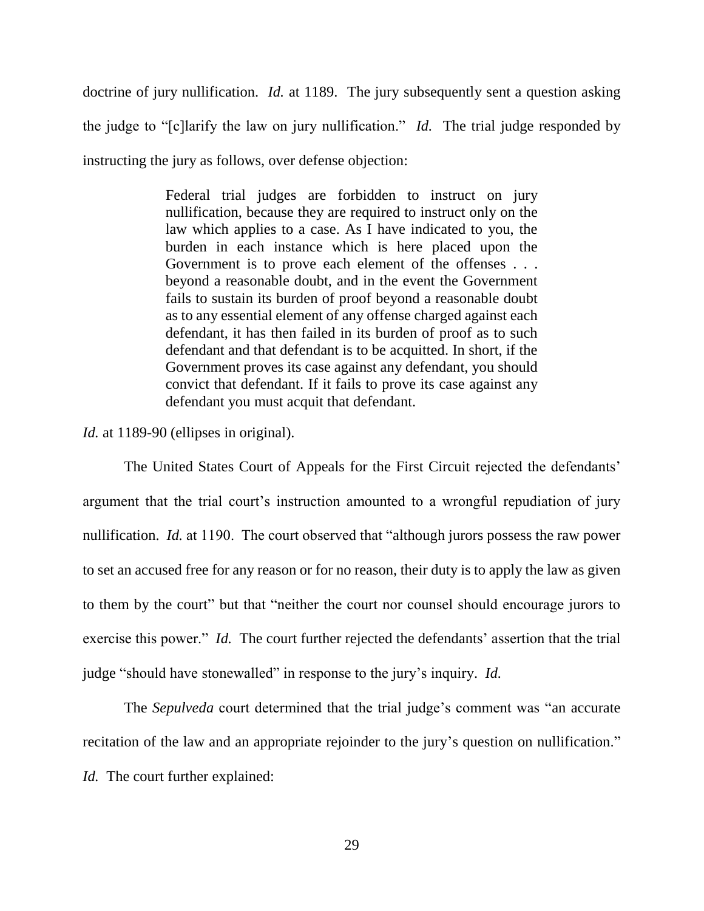doctrine of jury nullification. *Id.* at 1189. The jury subsequently sent a question asking the judge to "[c]larify the law on jury nullification." *Id.* The trial judge responded by instructing the jury as follows, over defense objection:

> Federal trial judges are forbidden to instruct on jury nullification, because they are required to instruct only on the law which applies to a case. As I have indicated to you, the burden in each instance which is here placed upon the Government is to prove each element of the offenses . . . beyond a reasonable doubt, and in the event the Government fails to sustain its burden of proof beyond a reasonable doubt as to any essential element of any offense charged against each defendant, it has then failed in its burden of proof as to such defendant and that defendant is to be acquitted. In short, if the Government proves its case against any defendant, you should convict that defendant. If it fails to prove its case against any defendant you must acquit that defendant.

*Id.* at 1189-90 (ellipses in original).

The United States Court of Appeals for the First Circuit rejected the defendants' argument that the trial court's instruction amounted to a wrongful repudiation of jury nullification. *Id.* at 1190. The court observed that "although jurors possess the raw power to set an accused free for any reason or for no reason, their duty is to apply the law as given to them by the court" but that "neither the court nor counsel should encourage jurors to exercise this power." *Id.* The court further rejected the defendants' assertion that the trial judge "should have stonewalled" in response to the jury's inquiry. *Id.*

The *Sepulveda* court determined that the trial judge's comment was "an accurate recitation of the law and an appropriate rejoinder to the jury's question on nullification." *Id.* The court further explained: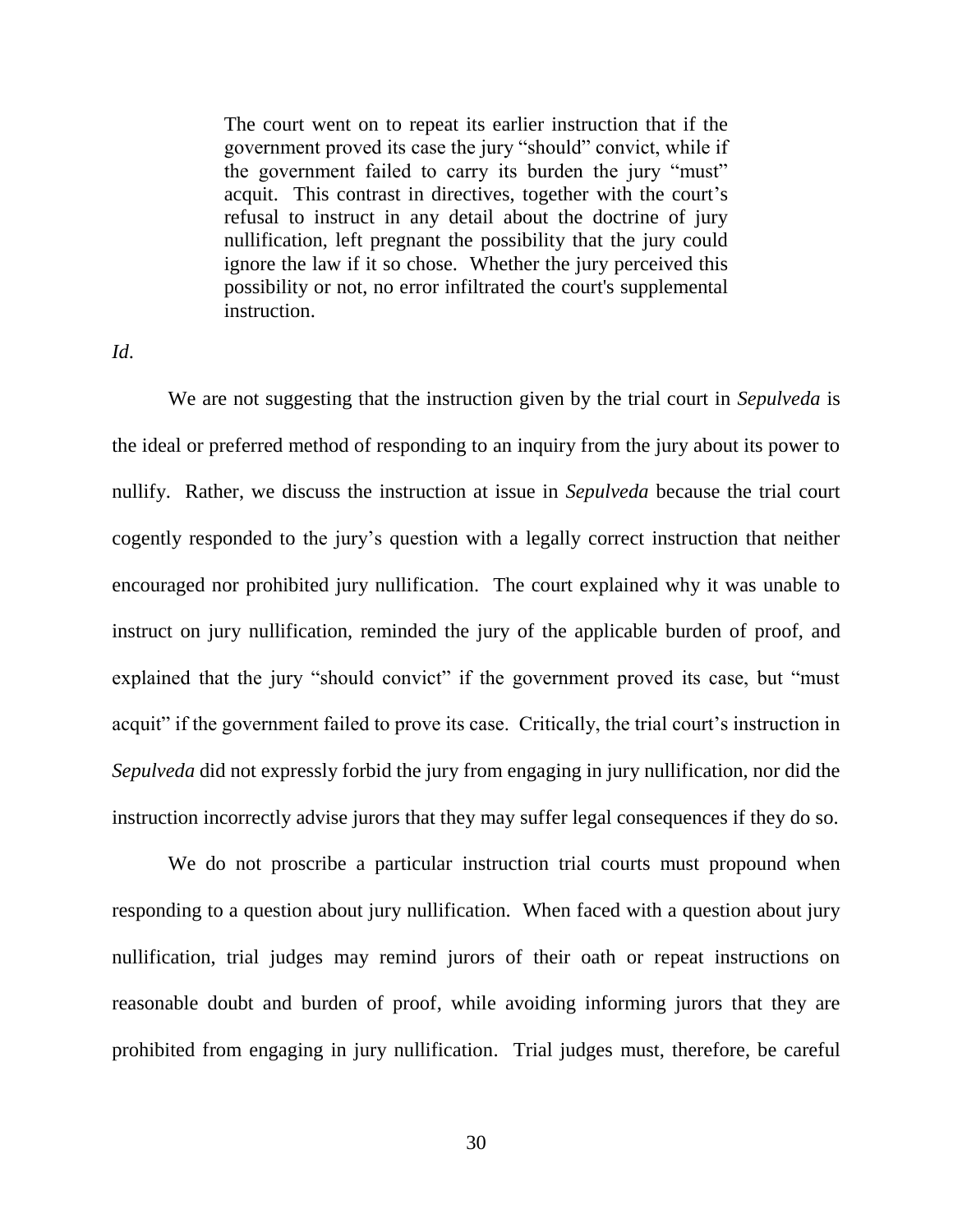> The court went on to repeat its earlier instruction that if the government proved its case the jury "should" convict, while if the government failed to carry its burden the jury "must" acquit. This contrast in directives, together with the court's refusal to instruct in any detail about the doctrine of jury nullification, left pregnant the possibility that the jury could ignore the law if it so chose. Whether the jury perceived this possibility or not, no error infiltrated the court's supplemental instruction.

*Id*.

We are not suggesting that the instruction given by the trial court in *Sepulveda* is the ideal or preferred method of responding to an inquiry from the jury about its power to nullify. Rather, we discuss the instruction at issue in *Sepulveda* because the trial court cogently responded to the jury's question with a legally correct instruction that neither encouraged nor prohibited jury nullification. The court explained why it was unable to instruct on jury nullification, reminded the jury of the applicable burden of proof, and explained that the jury "should convict" if the government proved its case, but "must acquit" if the government failed to prove its case. Critically, the trial court's instruction in *Sepulveda* did not expressly forbid the jury from engaging in jury nullification, nor did the instruction incorrectly advise jurors that they may suffer legal consequences if they do so.

We do not proscribe a particular instruction trial courts must propound when responding to a question about jury nullification. When faced with a question about jury nullification, trial judges may remind jurors of their oath or repeat instructions on reasonable doubt and burden of proof, while avoiding informing jurors that they are prohibited from engaging in jury nullification. Trial judges must, therefore, be careful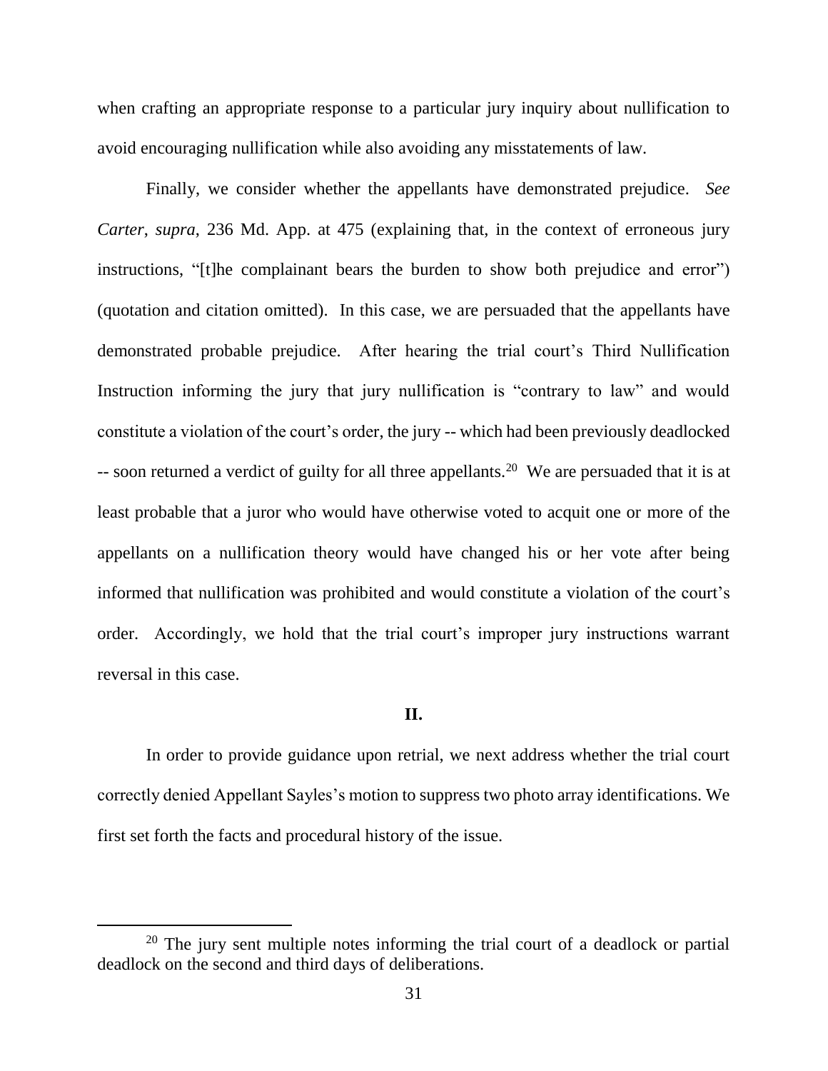when crafting an appropriate response to a particular jury inquiry about nullification to avoid encouraging nullification while also avoiding any misstatements of law.

Finally, we consider whether the appellants have demonstrated prejudice. *See Carter*, *supra*, 236 Md. App. at 475 (explaining that, in the context of erroneous jury instructions, "[t]he complainant bears the burden to show both prejudice and error") (quotation and citation omitted). In this case, we are persuaded that the appellants have demonstrated probable prejudice. After hearing the trial court's Third Nullification Instruction informing the jury that jury nullification is "contrary to law" and would constitute a violation of the court's order, the jury -- which had been previously deadlocked -- soon returned a verdict of guilty for all three appellants.[20] We are persuaded that it is at least probable that a juror who would have otherwise voted to acquit one or more of the appellants on a nullification theory would have changed his or her vote after being informed that nullification was prohibited and would constitute a violation of the court's order. Accordingly, we hold that the trial court's improper jury instructions warrant reversal in this case.

## II.

In order to provide guidance upon retrial, we next address whether the trial court correctly denied Appellant Sayles's motion to suppress two photo array identifications. We first set forth the facts and procedural history of the issue.

---

[20] The jury sent multiple notes informing the trial court of a deadlock or partial deadlock on the second and third days of deliberations.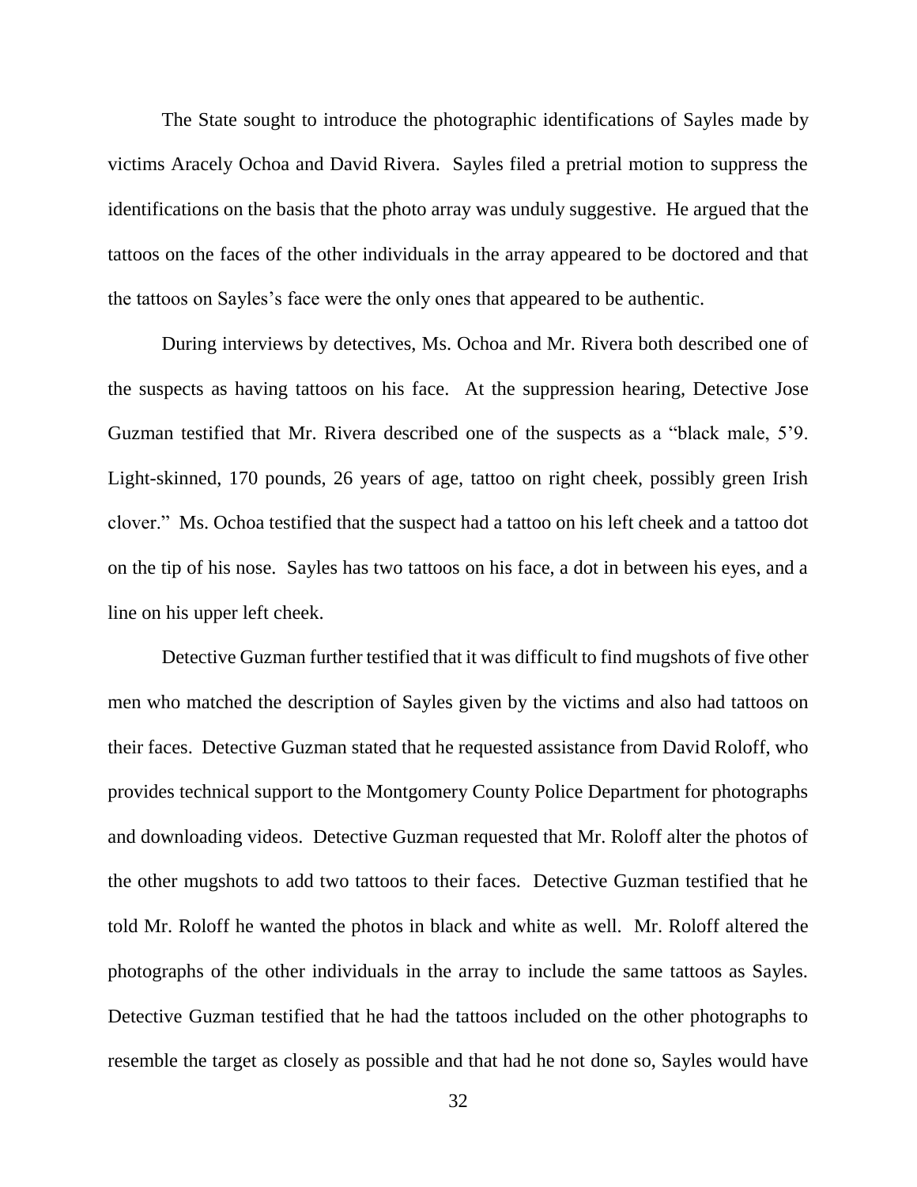The State sought to introduce the photographic identifications of Sayles made by victims Aracely Ochoa and David Rivera. Sayles filed a pretrial motion to suppress the identifications on the basis that the photo array was unduly suggestive. He argued that the tattoos on the faces of the other individuals in the array appeared to be doctored and that the tattoos on Sayles's face were the only ones that appeared to be authentic.

During interviews by detectives, Ms. Ochoa and Mr. Rivera both described one of the suspects as having tattoos on his face. At the suppression hearing, Detective Jose Guzman testified that Mr. Rivera described one of the suspects as a "black male, 5'9. Light-skinned, 170 pounds, 26 years of age, tattoo on right cheek, possibly green Irish clover." Ms. Ochoa testified that the suspect had a tattoo on his left cheek and a tattoo dot on the tip of his nose. Sayles has two tattoos on his face, a dot in between his eyes, and a line on his upper left cheek.

Detective Guzman further testified that it was difficult to find mugshots of five other men who matched the description of Sayles given by the victims and also had tattoos on their faces. Detective Guzman stated that he requested assistance from David Roloff, who provides technical support to the Montgomery County Police Department for photographs and downloading videos. Detective Guzman requested that Mr. Roloff alter the photos of the other mugshots to add two tattoos to their faces. Detective Guzman testified that he told Mr. Roloff he wanted the photos in black and white as well. Mr. Roloff altered the photographs of the other individuals in the array to include the same tattoos as Sayles. Detective Guzman testified that he had the tattoos included on the other photographs to resemble the target as closely as possible and that had he not done so, Sayles would have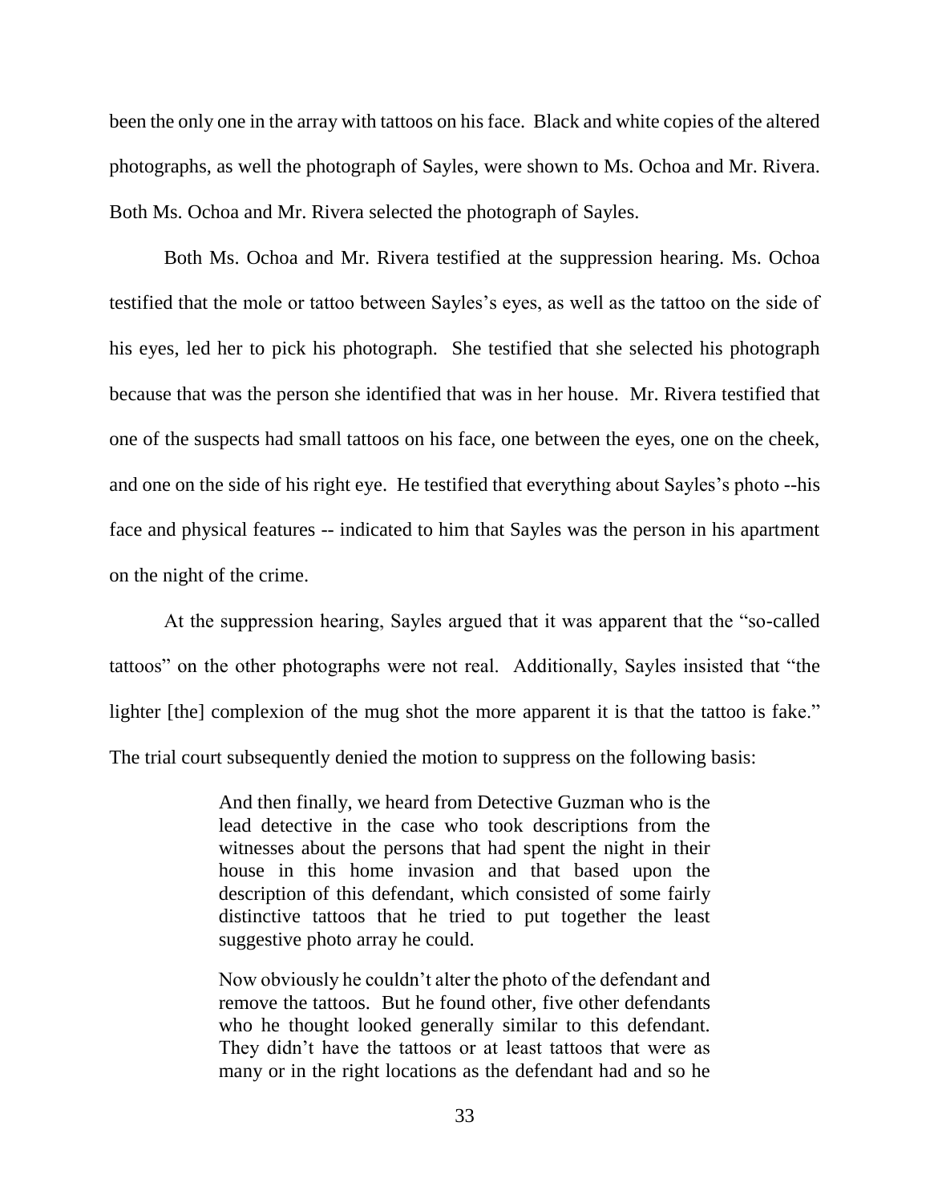been the only one in the array with tattoos on his face. Black and white copies of the altered photographs, as well the photograph of Sayles, were shown to Ms. Ochoa and Mr. Rivera. Both Ms. Ochoa and Mr. Rivera selected the photograph of Sayles.

Both Ms. Ochoa and Mr. Rivera testified at the suppression hearing. Ms. Ochoa testified that the mole or tattoo between Sayles's eyes, as well as the tattoo on the side of his eyes, led her to pick his photograph. She testified that she selected his photograph because that was the person she identified that was in her house. Mr. Rivera testified that one of the suspects had small tattoos on his face, one between the eyes, one on the cheek, and one on the side of his right eye. He testified that everything about Sayles's photo --his face and physical features -- indicated to him that Sayles was the person in his apartment on the night of the crime.

At the suppression hearing, Sayles argued that it was apparent that the "so-called tattoos" on the other photographs were not real. Additionally, Sayles insisted that "the lighter [the] complexion of the mug shot the more apparent it is that the tattoo is fake." The trial court subsequently denied the motion to suppress on the following basis:

> And then finally, we heard from Detective Guzman who is the lead detective in the case who took descriptions from the witnesses about the persons that had spent the night in their house in this home invasion and that based upon the description of this defendant, which consisted of some fairly distinctive tattoos that he tried to put together the least suggestive photo array he could.
>
> Now obviously he couldn't alter the photo of the defendant and remove the tattoos. But he found other, five other defendants who he thought looked generally similar to this defendant. They didn't have the tattoos or at least tattoos that were as many or in the right locations as the defendant had and so he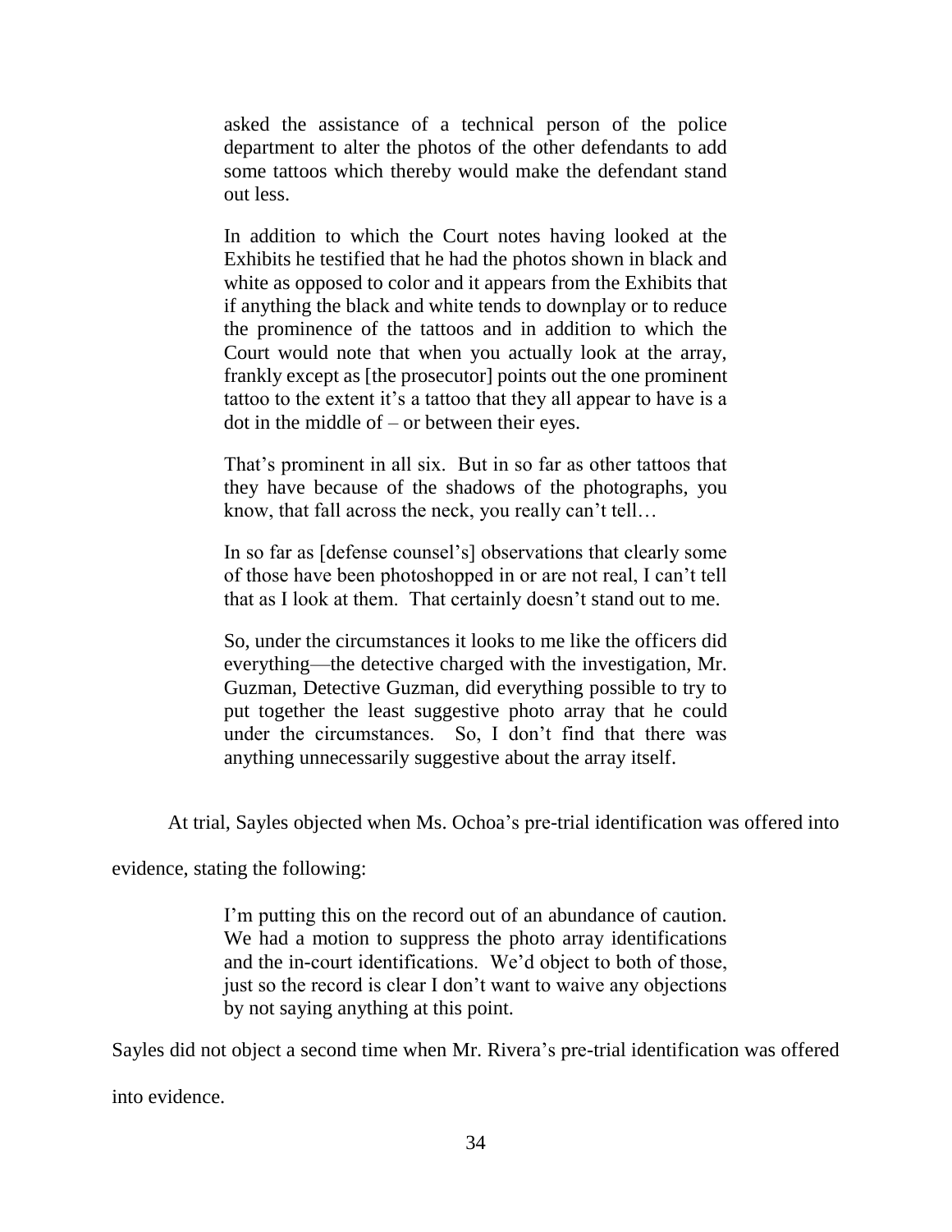> asked the assistance of a technical person of the police department to alter the photos of the other defendants to add some tattoos which thereby would make the defendant stand out less.
>
> In addition to which the Court notes having looked at the Exhibits he testified that he had the photos shown in black and white as opposed to color and it appears from the Exhibits that if anything the black and white tends to downplay or to reduce the prominence of the tattoos and in addition to which the Court would note that when you actually look at the array, frankly except as [the prosecutor] points out the one prominent tattoo to the extent it's a tattoo that they all appear to have is a dot in the middle of – or between their eyes.
>
> That's prominent in all six. But in so far as other tattoos that they have because of the shadows of the photographs, you know, that fall across the neck, you really can't tell…
>
> In so far as [defense counsel's] observations that clearly some of those have been photoshopped in or are not real, I can't tell that as I look at them. That certainly doesn't stand out to me.
>
> So, under the circumstances it looks to me like the officers did everything—the detective charged with the investigation, Mr. Guzman, Detective Guzman, did everything possible to try to put together the least suggestive photo array that he could under the circumstances. So, I don't find that there was anything unnecessarily suggestive about the array itself.

At trial, Sayles objected when Ms. Ochoa's pre-trial identification was offered into evidence, stating the following:

> I'm putting this on the record out of an abundance of caution. We had a motion to suppress the photo array identifications and the in-court identifications. We'd object to both of those, just so the record is clear I don't want to waive any objections by not saying anything at this point.

Sayles did not object a second time when Mr. Rivera's pre-trial identification was offered into evidence.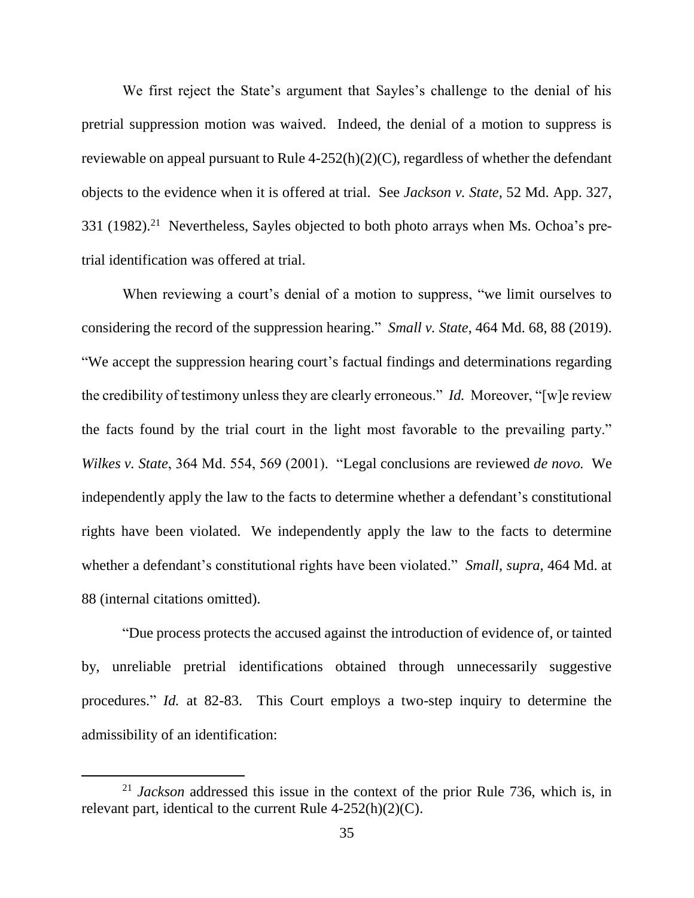We first reject the State's argument that Sayles's challenge to the denial of his pretrial suppression motion was waived. Indeed, the denial of a motion to suppress is reviewable on appeal pursuant to Rule 4-252(h)(2)(C), regardless of whether the defendant objects to the evidence when it is offered at trial. See *Jackson v. State*, 52 Md. App. 327, 331 (1982).[21] Nevertheless, Sayles objected to both photo arrays when Ms. Ochoa's pre-trial identification was offered at trial.

When reviewing a court's denial of a motion to suppress, "we limit ourselves to considering the record of the suppression hearing." *Small v. State*, 464 Md. 68, 88 (2019). "We accept the suppression hearing court's factual findings and determinations regarding the credibility of testimony unless they are clearly erroneous." *Id.* Moreover, "[w]e review the facts found by the trial court in the light most favorable to the prevailing party." *Wilkes v. State*, 364 Md. 554, 569 (2001). "Legal conclusions are reviewed *de novo.* We independently apply the law to the facts to determine whether a defendant's constitutional rights have been violated. We independently apply the law to the facts to determine whether a defendant's constitutional rights have been violated." *Small*, *supra,* 464 Md. at 88 (internal citations omitted).

"Due process protects the accused against the introduction of evidence of, or tainted by, unreliable pretrial identifications obtained through unnecessarily suggestive procedures." *Id.* at 82-83. This Court employs a two-step inquiry to determine the admissibility of an identification:

---

[21] *Jackson* addressed this issue in the context of the prior Rule 736, which is, in relevant part, identical to the current Rule 4-252(h)(2)(C).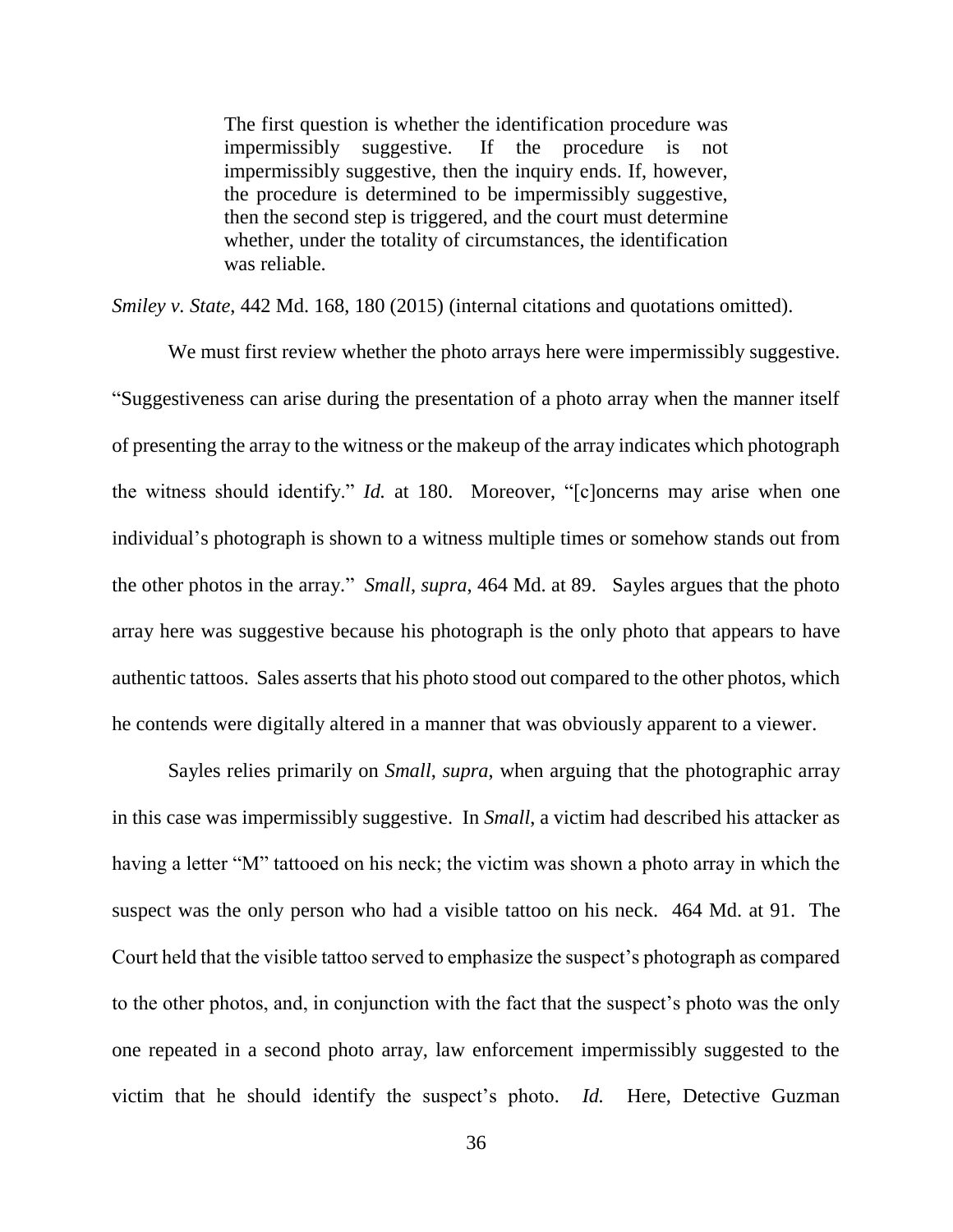> The first question is whether the identification procedure was impermissibly suggestive. If the procedure is not impermissibly suggestive, then the inquiry ends. If, however, the procedure is determined to be impermissibly suggestive, then the second step is triggered, and the court must determine whether, under the totality of circumstances, the identification was reliable.

*Smiley v. State*, 442 Md. 168, 180 (2015) (internal citations and quotations omitted).

We must first review whether the photo arrays here were impermissibly suggestive. "Suggestiveness can arise during the presentation of a photo array when the manner itself of presenting the array to the witness or the makeup of the array indicates which photograph the witness should identify." *Id.* at 180. Moreover, "[c]oncerns may arise when one individual's photograph is shown to a witness multiple times or somehow stands out from the other photos in the array." *Small*, *supra*, 464 Md. at 89. Sayles argues that the photo array here was suggestive because his photograph is the only photo that appears to have authentic tattoos. Sales asserts that his photo stood out compared to the other photos, which he contends were digitally altered in a manner that was obviously apparent to a viewer.

Sayles relies primarily on *Small*, *supra*, when arguing that the photographic array in this case was impermissibly suggestive. In *Small*, a victim had described his attacker as having a letter "M" tattooed on his neck; the victim was shown a photo array in which the suspect was the only person who had a visible tattoo on his neck. 464 Md. at 91. The Court held that the visible tattoo served to emphasize the suspect's photograph as compared to the other photos, and, in conjunction with the fact that the suspect's photo was the only one repeated in a second photo array, law enforcement impermissibly suggested to the victim that he should identify the suspect's photo. *Id.* Here, Detective Guzman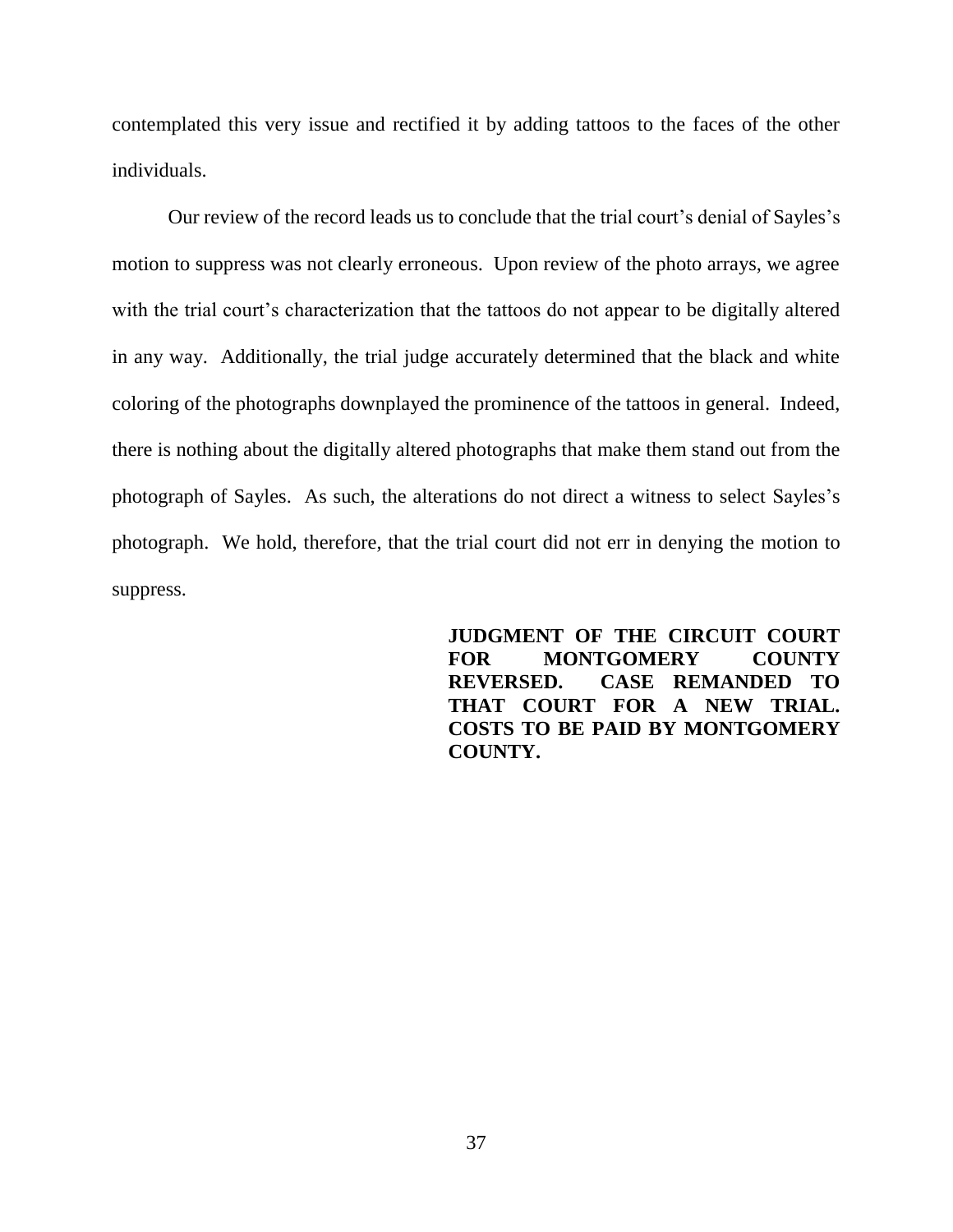contemplated this very issue and rectified it by adding tattoos to the faces of the other individuals.

Our review of the record leads us to conclude that the trial court's denial of Sayles's motion to suppress was not clearly erroneous. Upon review of the photo arrays, we agree with the trial court's characterization that the tattoos do not appear to be digitally altered in any way. Additionally, the trial judge accurately determined that the black and white coloring of the photographs downplayed the prominence of the tattoos in general. Indeed, there is nothing about the digitally altered photographs that make them stand out from the photograph of Sayles. As such, the alterations do not direct a witness to select Sayles's photograph. We hold, therefore, that the trial court did not err in denying the motion to suppress.

**JUDGMENT OF THE CIRCUIT COURT FOR MONTGOMERY COUNTY REVERSED. CASE REMANDED TO THAT COURT FOR A NEW TRIAL. COSTS TO BE PAID BY MONTGOMERY COUNTY.**